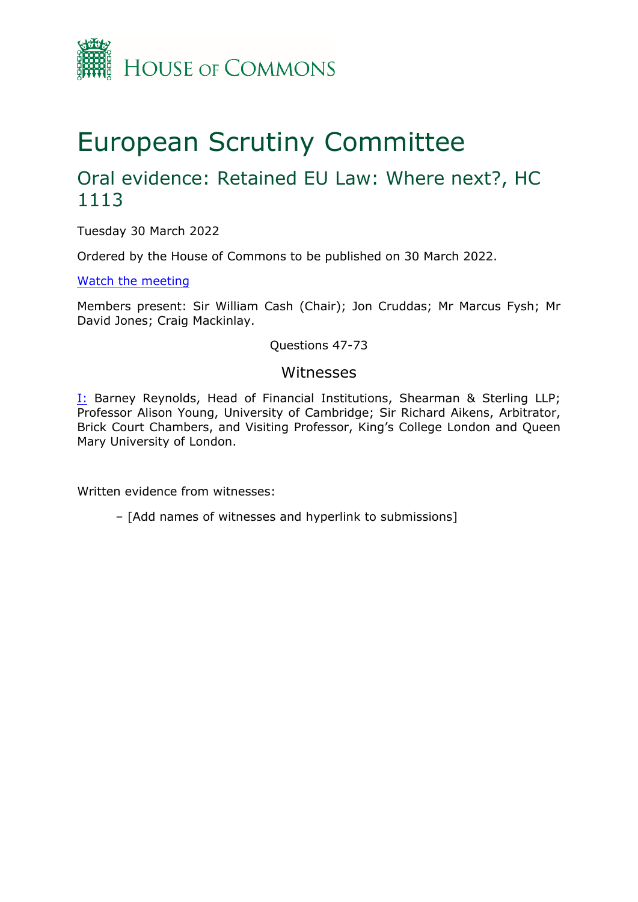HOUSE OF COMMONS

# European Scrutiny Committee

## Oral evidence: Retained EU Law: Where next?, HC 1113

Tuesday 30 March 2022

Ordered by the House of Commons to be published on 30 March 2022.

[Watch the meeting]

Members present: Sir William Cash (Chair); Jon Cruddas; Mr Marcus Fysh; Mr David Jones; Craig Mackinlay.

Questions 47-73

### Witnesses

I: Barney Reynolds, Head of Financial Institutions, Shearman & Sterling LLP; Professor Alison Young, University of Cambridge; Sir Richard Aikens, Arbitrator, Brick Court Chambers, and Visiting Professor, King's College London and Queen Mary University of London.

Written evidence from witnesses:

– [Add names of witnesses and hyperlink to submissions]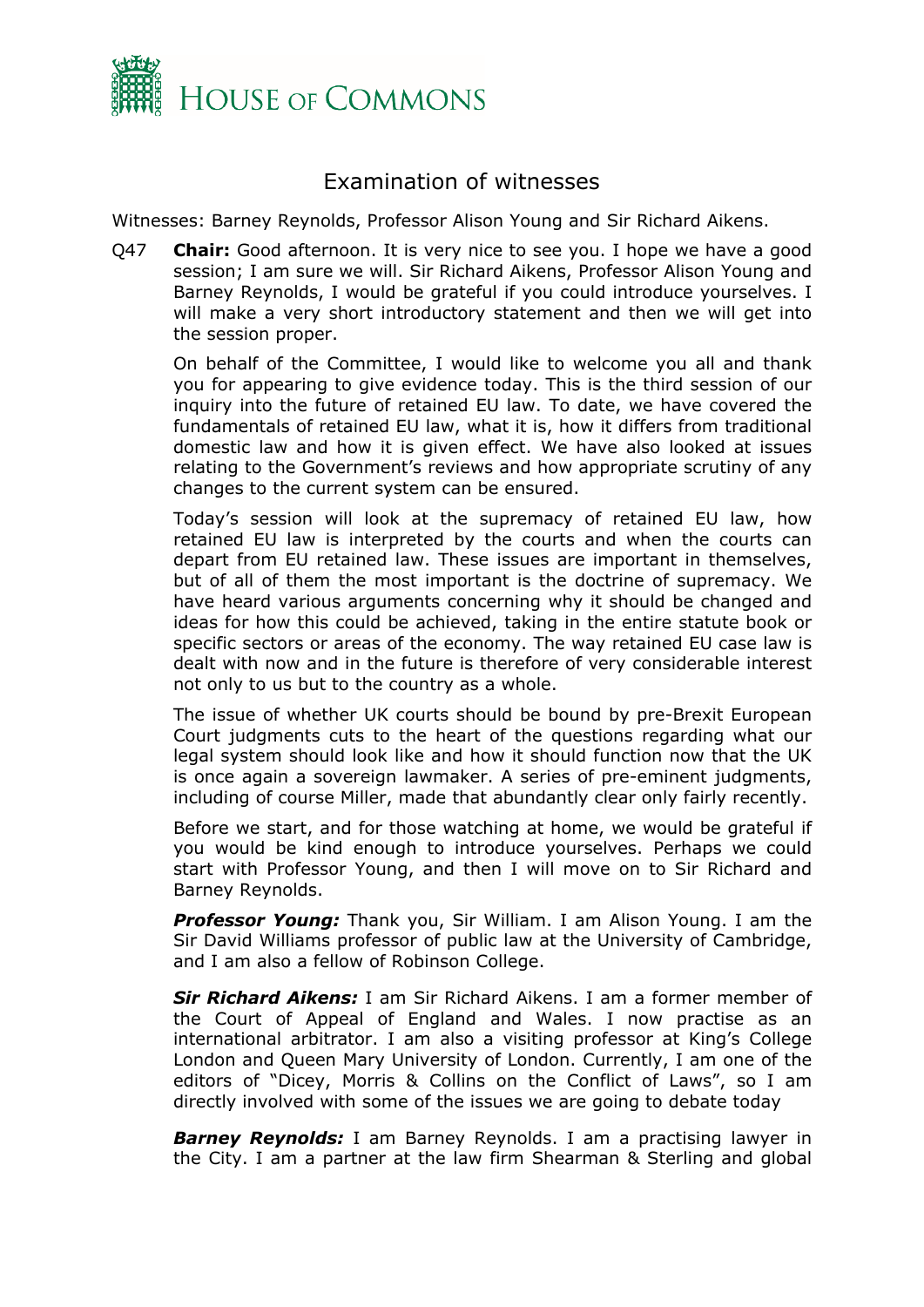# Examination of witnesses

Witnesses: Barney Reynolds, Professor Alison Young and Sir Richard Aikens.

Q47 **Chair:** Good afternoon. It is very nice to see you. I hope we have a good session; I am sure we will. Sir Richard Aikens, Professor Alison Young and Barney Reynolds, I would be grateful if you could introduce yourselves. I will make a very short introductory statement and then we will get into the session proper.

On behalf of the Committee, I would like to welcome you all and thank you for appearing to give evidence today. This is the third session of our inquiry into the future of retained EU law. To date, we have covered the fundamentals of retained EU law, what it is, how it differs from traditional domestic law and how it is given effect. We have also looked at issues relating to the Government's reviews and how appropriate scrutiny of any changes to the current system can be ensured.

Today's session will look at the supremacy of retained EU law, how retained EU law is interpreted by the courts and when the courts can depart from EU retained law. These issues are important in themselves, but of all of them the most important is the doctrine of supremacy. We have heard various arguments concerning why it should be changed and ideas for how this could be achieved, taking in the entire statute book or specific sectors or areas of the economy. The way retained EU case law is dealt with now and in the future is therefore of very considerable interest not only to us but to the country as a whole.

The issue of whether UK courts should be bound by pre-Brexit European Court judgments cuts to the heart of the questions regarding what our legal system should look like and how it should function now that the UK is once again a sovereign lawmaker. A series of pre-eminent judgments, including of course Miller, made that abundantly clear only fairly recently.

Before we start, and for those watching at home, we would be grateful if you would be kind enough to introduce yourselves. Perhaps we could start with Professor Young, and then I will move on to Sir Richard and Barney Reynolds.

***Professor Young:*** Thank you, Sir William. I am Alison Young. I am the Sir David Williams professor of public law at the University of Cambridge, and I am also a fellow of Robinson College.

***Sir Richard Aikens:*** I am Sir Richard Aikens. I am a former member of the Court of Appeal of England and Wales. I now practise as an international arbitrator. I am also a visiting professor at King's College London and Queen Mary University of London. Currently, I am one of the editors of "Dicey, Morris & Collins on the Conflict of Laws", so I am directly involved with some of the issues we are going to debate today

***Barney Reynolds:*** I am Barney Reynolds. I am a practising lawyer in the City. I am a partner at the law firm Shearman & Sterling and global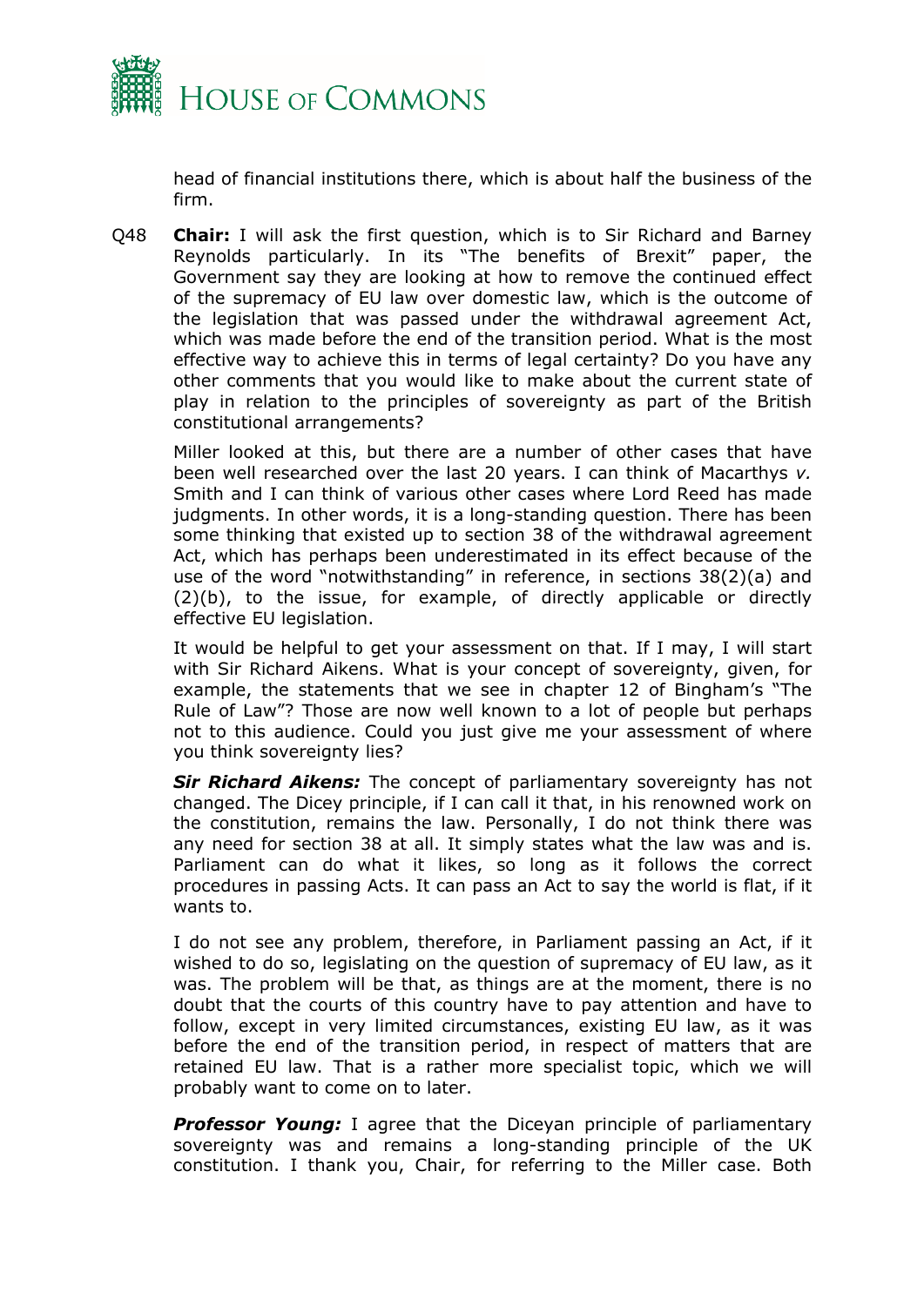head of financial institutions there, which is about half the business of the firm.

Q48 **Chair:** I will ask the first question, which is to Sir Richard and Barney Reynolds particularly. In its "The benefits of Brexit" paper, the Government say they are looking at how to remove the continued effect of the supremacy of EU law over domestic law, which is the outcome of the legislation that was passed under the withdrawal agreement Act, which was made before the end of the transition period. What is the most effective way to achieve this in terms of legal certainty? Do you have any other comments that you would like to make about the current state of play in relation to the principles of sovereignty as part of the British constitutional arrangements?

Miller looked at this, but there are a number of other cases that have been well researched over the last 20 years. I can think of Macarthys *v.* Smith and I can think of various other cases where Lord Reed has made judgments. In other words, it is a long-standing question. There has been some thinking that existed up to section 38 of the withdrawal agreement Act, which has perhaps been underestimated in its effect because of the use of the word "notwithstanding" in reference, in sections 38(2)(a) and (2)(b), to the issue, for example, of directly applicable or directly effective EU legislation.

It would be helpful to get your assessment on that. If I may, I will start with Sir Richard Aikens. What is your concept of sovereignty, given, for example, the statements that we see in chapter 12 of Bingham's "The Rule of Law"? Those are now well known to a lot of people but perhaps not to this audience. Could you just give me your assessment of where you think sovereignty lies?

***Sir Richard Aikens:*** The concept of parliamentary sovereignty has not changed. The Dicey principle, if I can call it that, in his renowned work on the constitution, remains the law. Personally, I do not think there was any need for section 38 at all. It simply states what the law was and is. Parliament can do what it likes, so long as it follows the correct procedures in passing Acts. It can pass an Act to say the world is flat, if it wants to.

I do not see any problem, therefore, in Parliament passing an Act, if it wished to do so, legislating on the question of supremacy of EU law, as it was. The problem will be that, as things are at the moment, there is no doubt that the courts of this country have to pay attention and have to follow, except in very limited circumstances, existing EU law, as it was before the end of the transition period, in respect of matters that are retained EU law. That is a rather more specialist topic, which we will probably want to come on to later.

***Professor Young:*** I agree that the Diceyan principle of parliamentary sovereignty was and remains a long-standing principle of the UK constitution. I thank you, Chair, for referring to the Miller case. Both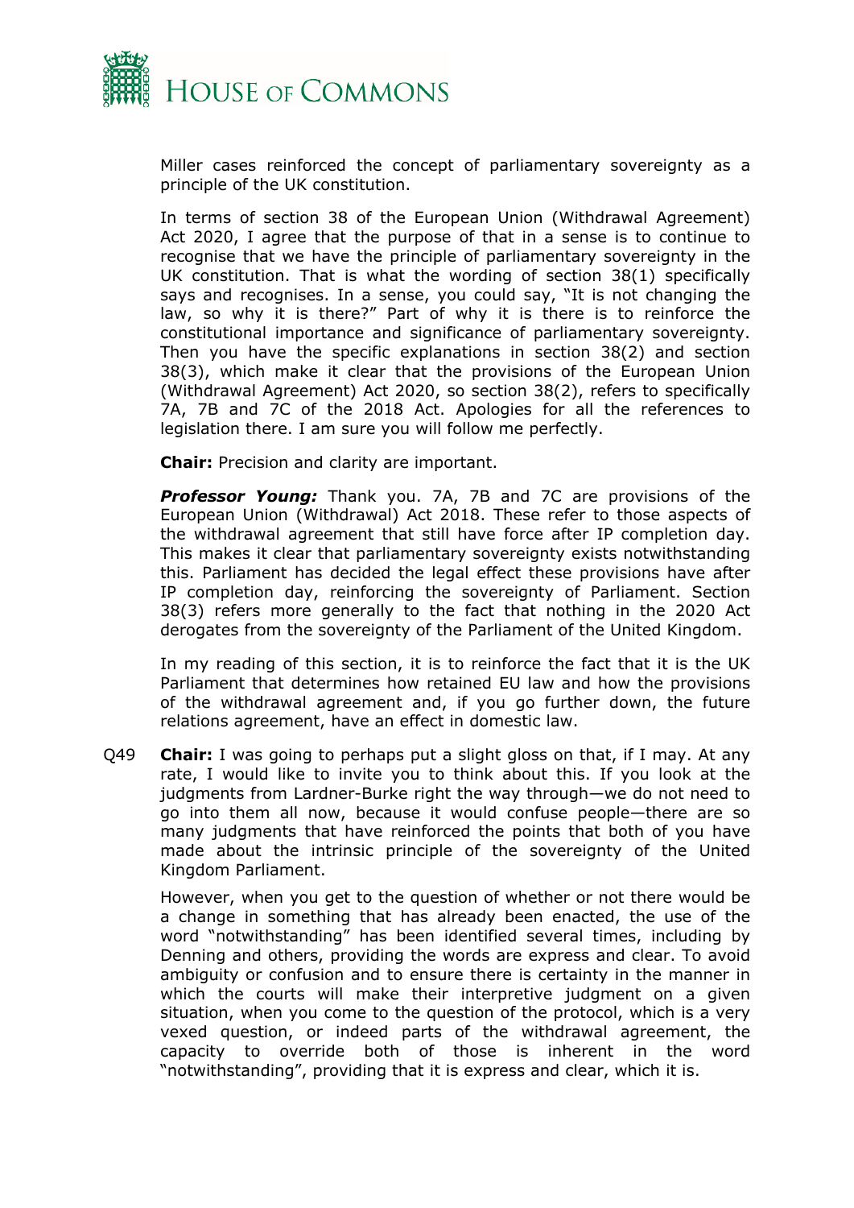Miller cases reinforced the concept of parliamentary sovereignty as a principle of the UK constitution.

In terms of section 38 of the European Union (Withdrawal Agreement) Act 2020, I agree that the purpose of that in a sense is to continue to recognise that we have the principle of parliamentary sovereignty in the UK constitution. That is what the wording of section 38(1) specifically says and recognises. In a sense, you could say, "It is not changing the law, so why it is there?" Part of why it is there is to reinforce the constitutional importance and significance of parliamentary sovereignty. Then you have the specific explanations in section 38(2) and section 38(3), which make it clear that the provisions of the European Union (Withdrawal Agreement) Act 2020, so section 38(2), refers to specifically 7A, 7B and 7C of the 2018 Act. Apologies for all the references to legislation there. I am sure you will follow me perfectly.

**Chair:** Precision and clarity are important.

***Professor Young:*** Thank you. 7A, 7B and 7C are provisions of the European Union (Withdrawal) Act 2018. These refer to those aspects of the withdrawal agreement that still have force after IP completion day. This makes it clear that parliamentary sovereignty exists notwithstanding this. Parliament has decided the legal effect these provisions have after IP completion day, reinforcing the sovereignty of Parliament. Section 38(3) refers more generally to the fact that nothing in the 2020 Act derogates from the sovereignty of the Parliament of the United Kingdom.

In my reading of this section, it is to reinforce the fact that it is the UK Parliament that determines how retained EU law and how the provisions of the withdrawal agreement and, if you go further down, the future relations agreement, have an effect in domestic law.

Q49 **Chair:** I was going to perhaps put a slight gloss on that, if I may. At any rate, I would like to invite you to think about this. If you look at the judgments from Lardner-Burke right the way through—we do not need to go into them all now, because it would confuse people—there are so many judgments that have reinforced the points that both of you have made about the intrinsic principle of the sovereignty of the United Kingdom Parliament.

However, when you get to the question of whether or not there would be a change in something that has already been enacted, the use of the word "notwithstanding" has been identified several times, including by Denning and others, providing the words are express and clear. To avoid ambiguity or confusion and to ensure there is certainty in the manner in which the courts will make their interpretive judgment on a given situation, when you come to the question of the protocol, which is a very vexed question, or indeed parts of the withdrawal agreement, the capacity to override both of those is inherent in the word "notwithstanding", providing that it is express and clear, which it is.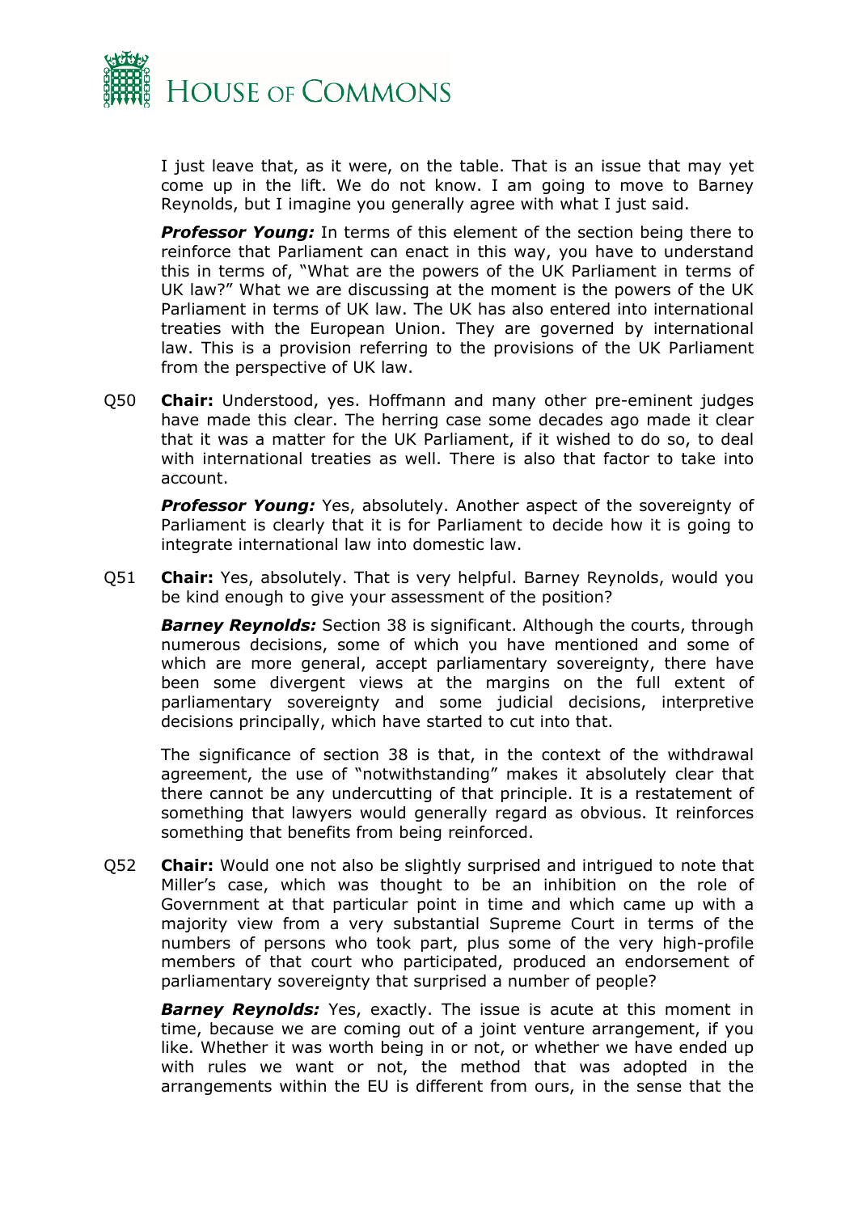I just leave that, as it were, on the table. That is an issue that may yet come up in the lift. We do not know. I am going to move to Barney Reynolds, but I imagine you generally agree with what I just said.

***Professor Young:*** In terms of this element of the section being there to reinforce that Parliament can enact in this way, you have to understand this in terms of, "What are the powers of the UK Parliament in terms of UK law?" What we are discussing at the moment is the powers of the UK Parliament in terms of UK law. The UK has also entered into international treaties with the European Union. They are governed by international law. This is a provision referring to the provisions of the UK Parliament from the perspective of UK law.

Q50 **Chair:** Understood, yes. Hoffmann and many other pre-eminent judges have made this clear. The herring case some decades ago made it clear that it was a matter for the UK Parliament, if it wished to do so, to deal with international treaties as well. There is also that factor to take into account.

***Professor Young:*** Yes, absolutely. Another aspect of the sovereignty of Parliament is clearly that it is for Parliament to decide how it is going to integrate international law into domestic law.

Q51 **Chair:** Yes, absolutely. That is very helpful. Barney Reynolds, would you be kind enough to give your assessment of the position?

***Barney Reynolds:*** Section 38 is significant. Although the courts, through numerous decisions, some of which you have mentioned and some of which are more general, accept parliamentary sovereignty, there have been some divergent views at the margins on the full extent of parliamentary sovereignty and some judicial decisions, interpretive decisions principally, which have started to cut into that.

The significance of section 38 is that, in the context of the withdrawal agreement, the use of "notwithstanding" makes it absolutely clear that there cannot be any undercutting of that principle. It is a restatement of something that lawyers would generally regard as obvious. It reinforces something that benefits from being reinforced.

Q52 **Chair:** Would one not also be slightly surprised and intrigued to note that Miller's case, which was thought to be an inhibition on the role of Government at that particular point in time and which came up with a majority view from a very substantial Supreme Court in terms of the numbers of persons who took part, plus some of the very high-profile members of that court who participated, produced an endorsement of parliamentary sovereignty that surprised a number of people?

***Barney Reynolds:*** Yes, exactly. The issue is acute at this moment in time, because we are coming out of a joint venture arrangement, if you like. Whether it was worth being in or not, or whether we have ended up with rules we want or not, the method that was adopted in the arrangements within the EU is different from ours, in the sense that the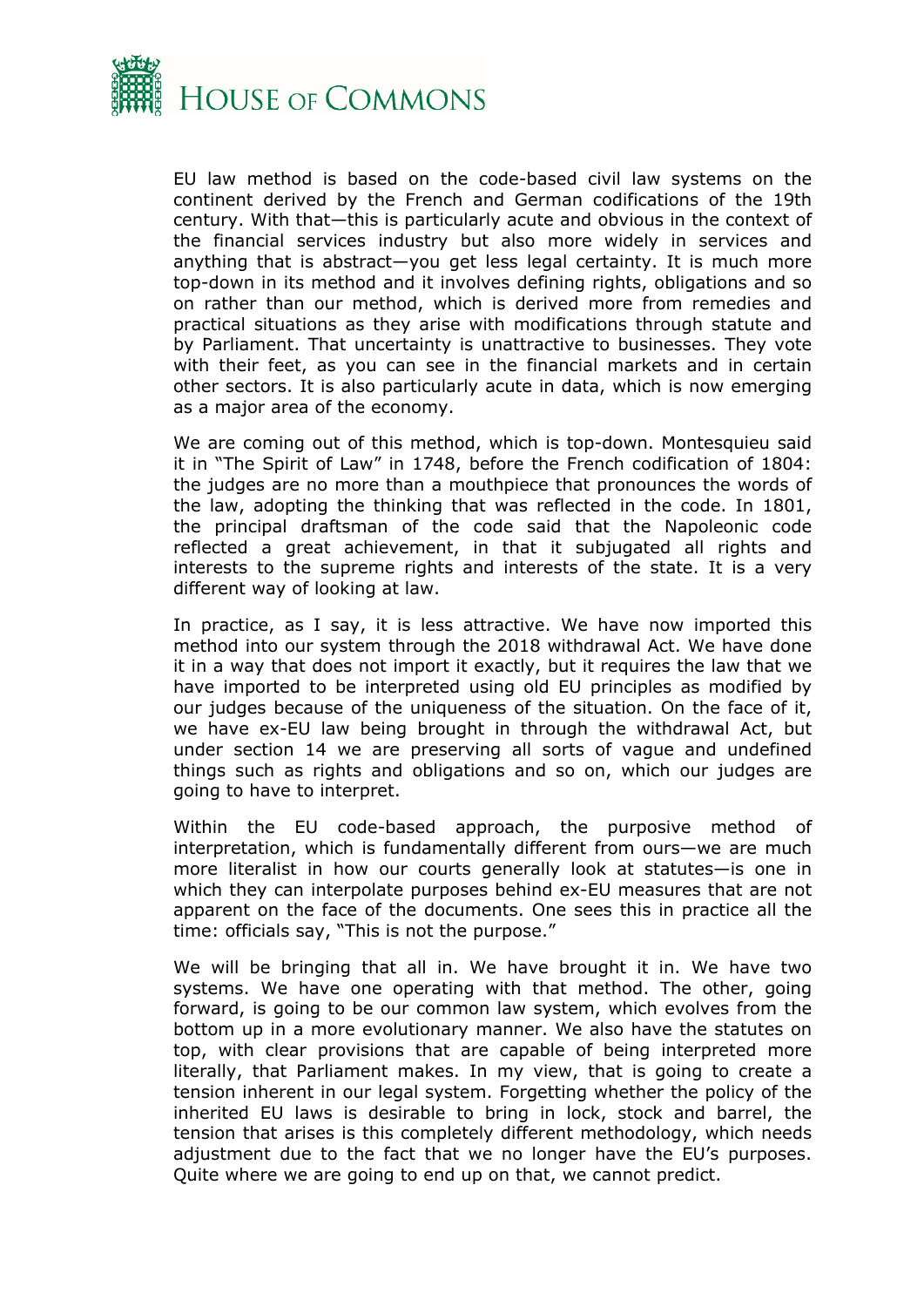EU law method is based on the code-based civil law systems on the continent derived by the French and German codifications of the 19th century. With that—this is particularly acute and obvious in the context of the financial services industry but also more widely in services and anything that is abstract—you get less legal certainty. It is much more top-down in its method and it involves defining rights, obligations and so on rather than our method, which is derived more from remedies and practical situations as they arise with modifications through statute and by Parliament. That uncertainty is unattractive to businesses. They vote with their feet, as you can see in the financial markets and in certain other sectors. It is also particularly acute in data, which is now emerging as a major area of the economy.

We are coming out of this method, which is top-down. Montesquieu said it in "The Spirit of Law" in 1748, before the French codification of 1804: the judges are no more than a mouthpiece that pronounces the words of the law, adopting the thinking that was reflected in the code. In 1801, the principal draftsman of the code said that the Napoleonic code reflected a great achievement, in that it subjugated all rights and interests to the supreme rights and interests of the state. It is a very different way of looking at law.

In practice, as I say, it is less attractive. We have now imported this method into our system through the 2018 withdrawal Act. We have done it in a way that does not import it exactly, but it requires the law that we have imported to be interpreted using old EU principles as modified by our judges because of the uniqueness of the situation. On the face of it, we have ex-EU law being brought in through the withdrawal Act, but under section 14 we are preserving all sorts of vague and undefined things such as rights and obligations and so on, which our judges are going to have to interpret.

Within the EU code-based approach, the purposive method of interpretation, which is fundamentally different from ours—we are much more literalist in how our courts generally look at statutes—is one in which they can interpolate purposes behind ex-EU measures that are not apparent on the face of the documents. One sees this in practice all the time: officials say, "This is not the purpose."

We will be bringing that all in. We have brought it in. We have two systems. We have one operating with that method. The other, going forward, is going to be our common law system, which evolves from the bottom up in a more evolutionary manner. We also have the statutes on top, with clear provisions that are capable of being interpreted more literally, that Parliament makes. In my view, that is going to create a tension inherent in our legal system. Forgetting whether the policy of the inherited EU laws is desirable to bring in lock, stock and barrel, the tension that arises is this completely different methodology, which needs adjustment due to the fact that we no longer have the EU's purposes. Quite where we are going to end up on that, we cannot predict.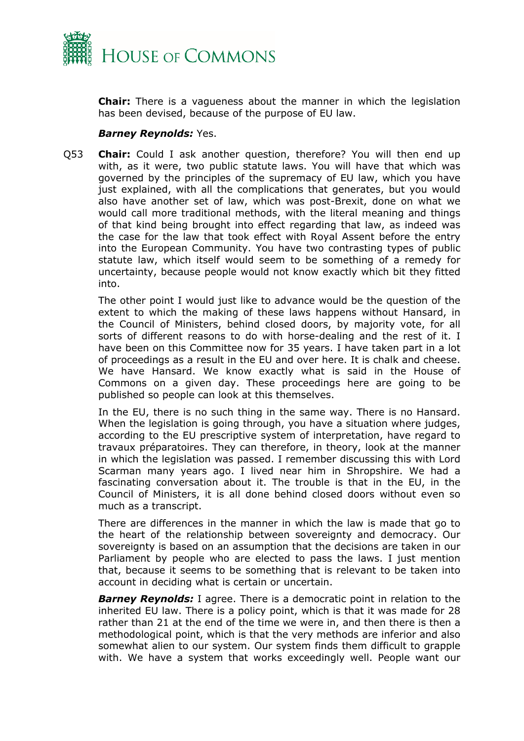**Chair:** There is a vagueness about the manner in which the legislation has been devised, because of the purpose of EU law.

***Barney Reynolds:*** Yes.

Q53 **Chair:** Could I ask another question, therefore? You will then end up with, as it were, two public statute laws. You will have that which was governed by the principles of the supremacy of EU law, which you have just explained, with all the complications that generates, but you would also have another set of law, which was post-Brexit, done on what we would call more traditional methods, with the literal meaning and things of that kind being brought into effect regarding that law, as indeed was the case for the law that took effect with Royal Assent before the entry into the European Community. You have two contrasting types of public statute law, which itself would seem to be something of a remedy for uncertainty, because people would not know exactly which bit they fitted into.

The other point I would just like to advance would be the question of the extent to which the making of these laws happens without Hansard, in the Council of Ministers, behind closed doors, by majority vote, for all sorts of different reasons to do with horse-dealing and the rest of it. I have been on this Committee now for 35 years. I have taken part in a lot of proceedings as a result in the EU and over here. It is chalk and cheese. We have Hansard. We know exactly what is said in the House of Commons on a given day. These proceedings here are going to be published so people can look at this themselves.

In the EU, there is no such thing in the same way. There is no Hansard. When the legislation is going through, you have a situation where judges, according to the EU prescriptive system of interpretation, have regard to travaux préparatoires. They can therefore, in theory, look at the manner in which the legislation was passed. I remember discussing this with Lord Scarman many years ago. I lived near him in Shropshire. We had a fascinating conversation about it. The trouble is that in the EU, in the Council of Ministers, it is all done behind closed doors without even so much as a transcript.

There are differences in the manner in which the law is made that go to the heart of the relationship between sovereignty and democracy. Our sovereignty is based on an assumption that the decisions are taken in our Parliament by people who are elected to pass the laws. I just mention that, because it seems to be something that is relevant to be taken into account in deciding what is certain or uncertain.

***Barney Reynolds:*** I agree. There is a democratic point in relation to the inherited EU law. There is a policy point, which is that it was made for 28 rather than 21 at the end of the time we were in, and then there is then a methodological point, which is that the very methods are inferior and also somewhat alien to our system. Our system finds them difficult to grapple with. We have a system that works exceedingly well. People want our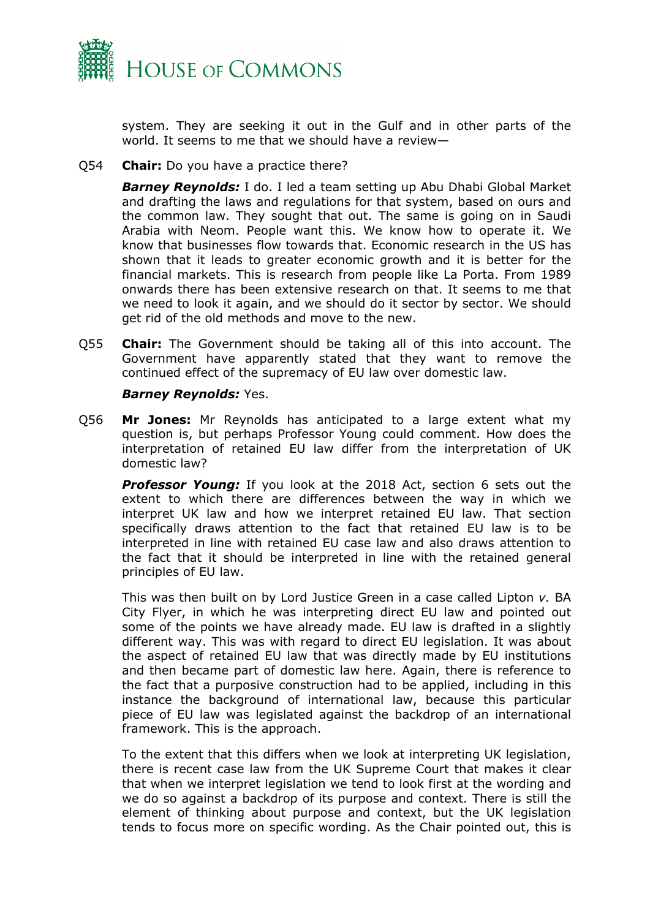system. They are seeking it out in the Gulf and in other parts of the world. It seems to me that we should have a review—

Q54 **Chair:** Do you have a practice there?

***Barney Reynolds:*** I do. I led a team setting up Abu Dhabi Global Market and drafting the laws and regulations for that system, based on ours and the common law. They sought that out. The same is going on in Saudi Arabia with Neom. People want this. We know how to operate it. We know that businesses flow towards that. Economic research in the US has shown that it leads to greater economic growth and it is better for the financial markets. This is research from people like La Porta. From 1989 onwards there has been extensive research on that. It seems to me that we need to look it again, and we should do it sector by sector. We should get rid of the old methods and move to the new.

Q55 **Chair:** The Government should be taking all of this into account. The Government have apparently stated that they want to remove the continued effect of the supremacy of EU law over domestic law.

***Barney Reynolds:*** Yes.

Q56 **Mr Jones:** Mr Reynolds has anticipated to a large extent what my question is, but perhaps Professor Young could comment. How does the interpretation of retained EU law differ from the interpretation of UK domestic law?

***Professor Young:*** If you look at the 2018 Act, section 6 sets out the extent to which there are differences between the way in which we interpret UK law and how we interpret retained EU law. That section specifically draws attention to the fact that retained EU law is to be interpreted in line with retained EU case law and also draws attention to the fact that it should be interpreted in line with the retained general principles of EU law.

This was then built on by Lord Justice Green in a case called Lipton *v.* BA City Flyer, in which he was interpreting direct EU law and pointed out some of the points we have already made. EU law is drafted in a slightly different way. This was with regard to direct EU legislation. It was about the aspect of retained EU law that was directly made by EU institutions and then became part of domestic law here. Again, there is reference to the fact that a purposive construction had to be applied, including in this instance the background of international law, because this particular piece of EU law was legislated against the backdrop of an international framework. This is the approach.

To the extent that this differs when we look at interpreting UK legislation, there is recent case law from the UK Supreme Court that makes it clear that when we interpret legislation we tend to look first at the wording and we do so against a backdrop of its purpose and context. There is still the element of thinking about purpose and context, but the UK legislation tends to focus more on specific wording. As the Chair pointed out, this is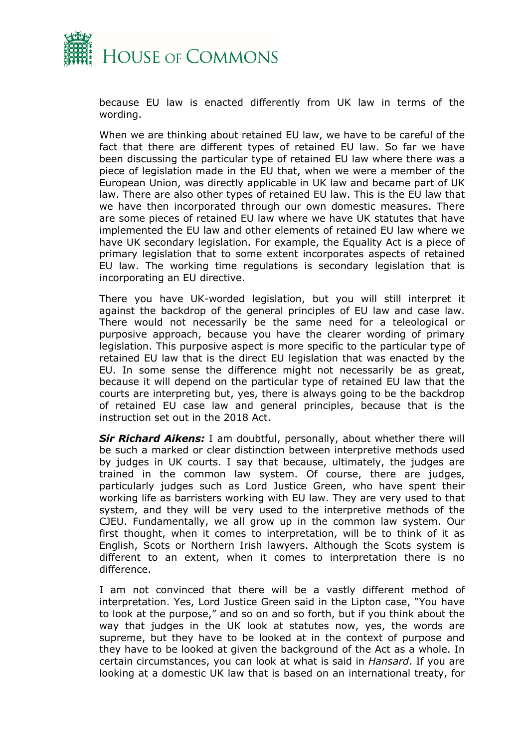because EU law is enacted differently from UK law in terms of the wording.

When we are thinking about retained EU law, we have to be careful of the fact that there are different types of retained EU law. So far we have been discussing the particular type of retained EU law where there was a piece of legislation made in the EU that, when we were a member of the European Union, was directly applicable in UK law and became part of UK law. There are also other types of retained EU law. This is the EU law that we have then incorporated through our own domestic measures. There are some pieces of retained EU law where we have UK statutes that have implemented the EU law and other elements of retained EU law where we have UK secondary legislation. For example, the Equality Act is a piece of primary legislation that to some extent incorporates aspects of retained EU law. The working time regulations is secondary legislation that is incorporating an EU directive.

There you have UK-worded legislation, but you will still interpret it against the backdrop of the general principles of EU law and case law. There would not necessarily be the same need for a teleological or purposive approach, because you have the clearer wording of primary legislation. This purposive aspect is more specific to the particular type of retained EU law that is the direct EU legislation that was enacted by the EU. In some sense the difference might not necessarily be as great, because it will depend on the particular type of retained EU law that the courts are interpreting but, yes, there is always going to be the backdrop of retained EU case law and general principles, because that is the instruction set out in the 2018 Act.

***Sir Richard Aikens:*** I am doubtful, personally, about whether there will be such a marked or clear distinction between interpretive methods used by judges in UK courts. I say that because, ultimately, the judges are trained in the common law system. Of course, there are judges, particularly judges such as Lord Justice Green, who have spent their working life as barristers working with EU law. They are very used to that system, and they will be very used to the interpretive methods of the CJEU. Fundamentally, we all grow up in the common law system. Our first thought, when it comes to interpretation, will be to think of it as English, Scots or Northern Irish lawyers. Although the Scots system is different to an extent, when it comes to interpretation there is no difference.

I am not convinced that there will be a vastly different method of interpretation. Yes, Lord Justice Green said in the Lipton case, "You have to look at the purpose," and so on and so forth, but if you think about the way that judges in the UK look at statutes now, yes, the words are supreme, but they have to be looked at in the context of purpose and they have to be looked at given the background of the Act as a whole. In certain circumstances, you can look at what is said in *Hansard*. If you are looking at a domestic UK law that is based on an international treaty, for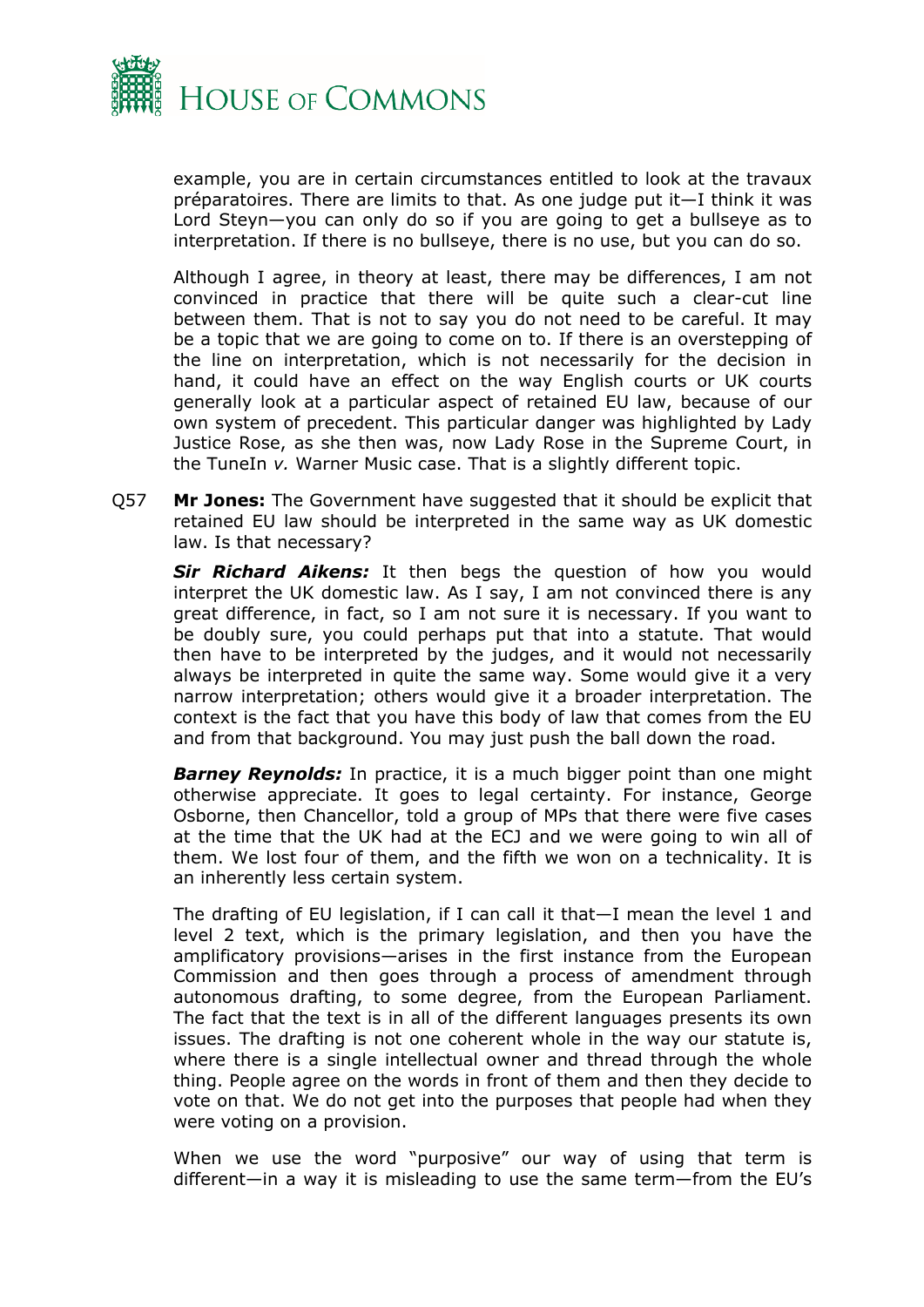example, you are in certain circumstances entitled to look at the travaux préparatoires. There are limits to that. As one judge put it—I think it was Lord Steyn—you can only do so if you are going to get a bullseye as to interpretation. If there is no bullseye, there is no use, but you can do so.

Although I agree, in theory at least, there may be differences, I am not convinced in practice that there will be quite such a clear-cut line between them. That is not to say you do not need to be careful. It may be a topic that we are going to come on to. If there is an overstepping of the line on interpretation, which is not necessarily for the decision in hand, it could have an effect on the way English courts or UK courts generally look at a particular aspect of retained EU law, because of our own system of precedent. This particular danger was highlighted by Lady Justice Rose, as she then was, now Lady Rose in the Supreme Court, in the TuneIn *v.* Warner Music case. That is a slightly different topic.

Q57 **Mr Jones:** The Government have suggested that it should be explicit that retained EU law should be interpreted in the same way as UK domestic law. Is that necessary?

***Sir Richard Aikens:*** It then begs the question of how you would interpret the UK domestic law. As I say, I am not convinced there is any great difference, in fact, so I am not sure it is necessary. If you want to be doubly sure, you could perhaps put that into a statute. That would then have to be interpreted by the judges, and it would not necessarily always be interpreted in quite the same way. Some would give it a very narrow interpretation; others would give it a broader interpretation. The context is the fact that you have this body of law that comes from the EU and from that background. You may just push the ball down the road.

***Barney Reynolds:*** In practice, it is a much bigger point than one might otherwise appreciate. It goes to legal certainty. For instance, George Osborne, then Chancellor, told a group of MPs that there were five cases at the time that the UK had at the ECJ and we were going to win all of them. We lost four of them, and the fifth we won on a technicality. It is an inherently less certain system.

The drafting of EU legislation, if I can call it that—I mean the level 1 and level 2 text, which is the primary legislation, and then you have the amplificatory provisions—arises in the first instance from the European Commission and then goes through a process of amendment through autonomous drafting, to some degree, from the European Parliament. The fact that the text is in all of the different languages presents its own issues. The drafting is not one coherent whole in the way our statute is, where there is a single intellectual owner and thread through the whole thing. People agree on the words in front of them and then they decide to vote on that. We do not get into the purposes that people had when they were voting on a provision.

When we use the word "purposive" our way of using that term is different—in a way it is misleading to use the same term—from the EU's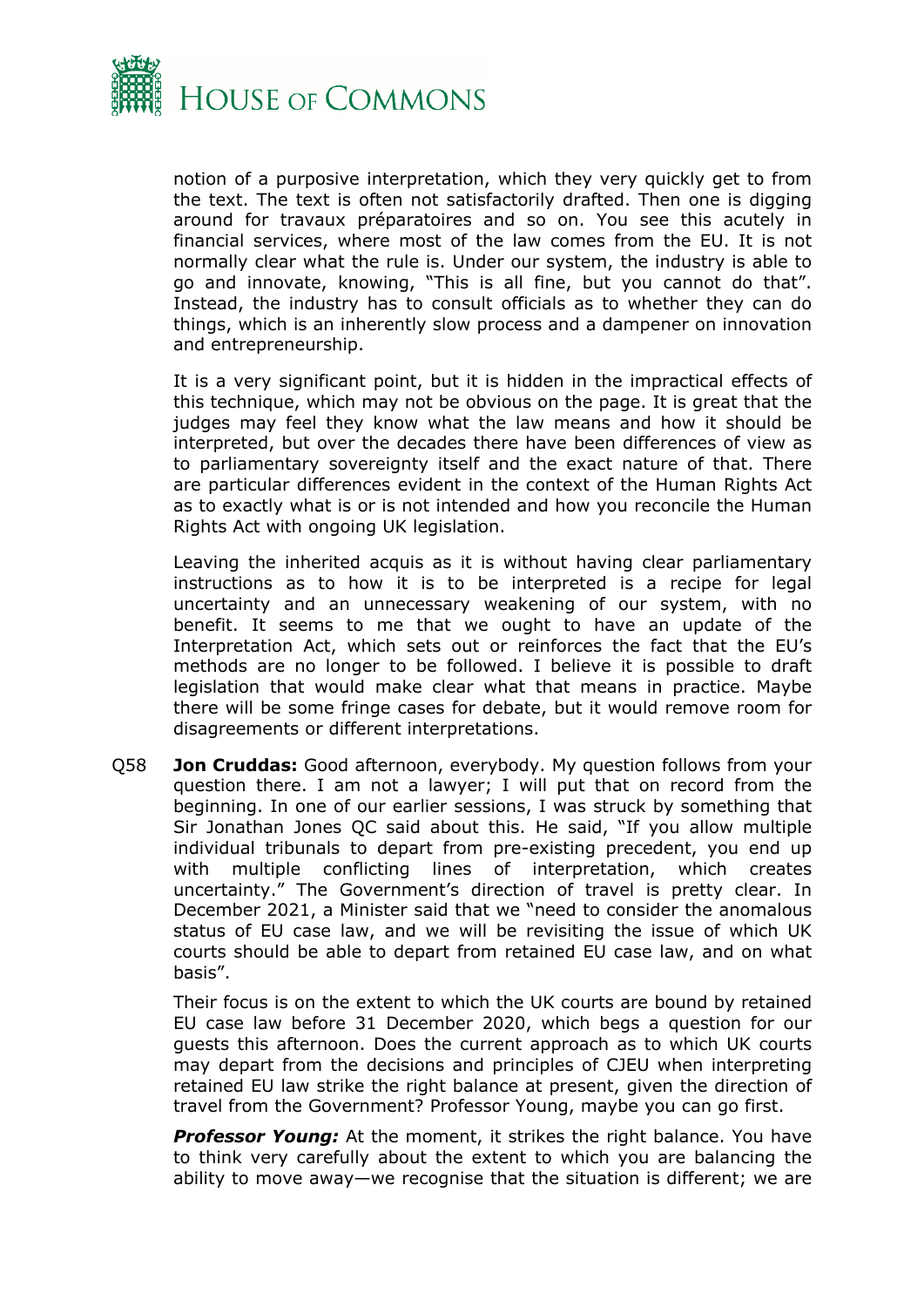notion of a purposive interpretation, which they very quickly get to from the text. The text is often not satisfactorily drafted. Then one is digging around for travaux préparatoires and so on. You see this acutely in financial services, where most of the law comes from the EU. It is not normally clear what the rule is. Under our system, the industry is able to go and innovate, knowing, "This is all fine, but you cannot do that". Instead, the industry has to consult officials as to whether they can do things, which is an inherently slow process and a dampener on innovation and entrepreneurship.

It is a very significant point, but it is hidden in the impractical effects of this technique, which may not be obvious on the page. It is great that the judges may feel they know what the law means and how it should be interpreted, but over the decades there have been differences of view as to parliamentary sovereignty itself and the exact nature of that. There are particular differences evident in the context of the Human Rights Act as to exactly what is or is not intended and how you reconcile the Human Rights Act with ongoing UK legislation.

Leaving the inherited acquis as it is without having clear parliamentary instructions as to how it is to be interpreted is a recipe for legal uncertainty and an unnecessary weakening of our system, with no benefit. It seems to me that we ought to have an update of the Interpretation Act, which sets out or reinforces the fact that the EU's methods are no longer to be followed. I believe it is possible to draft legislation that would make clear what that means in practice. Maybe there will be some fringe cases for debate, but it would remove room for disagreements or different interpretations.

Q58 **Jon Cruddas:** Good afternoon, everybody. My question follows from your question there. I am not a lawyer; I will put that on record from the beginning. In one of our earlier sessions, I was struck by something that Sir Jonathan Jones QC said about this. He said, "If you allow multiple individual tribunals to depart from pre-existing precedent, you end up with multiple conflicting lines of interpretation, which creates uncertainty." The Government's direction of travel is pretty clear. In December 2021, a Minister said that we "need to consider the anomalous status of EU case law, and we will be revisiting the issue of which UK courts should be able to depart from retained EU case law, and on what basis".

Their focus is on the extent to which the UK courts are bound by retained EU case law before 31 December 2020, which begs a question for our guests this afternoon. Does the current approach as to which UK courts may depart from the decisions and principles of CJEU when interpreting retained EU law strike the right balance at present, given the direction of travel from the Government? Professor Young, maybe you can go first.

***Professor Young:*** At the moment, it strikes the right balance. You have to think very carefully about the extent to which you are balancing the ability to move away—we recognise that the situation is different; we are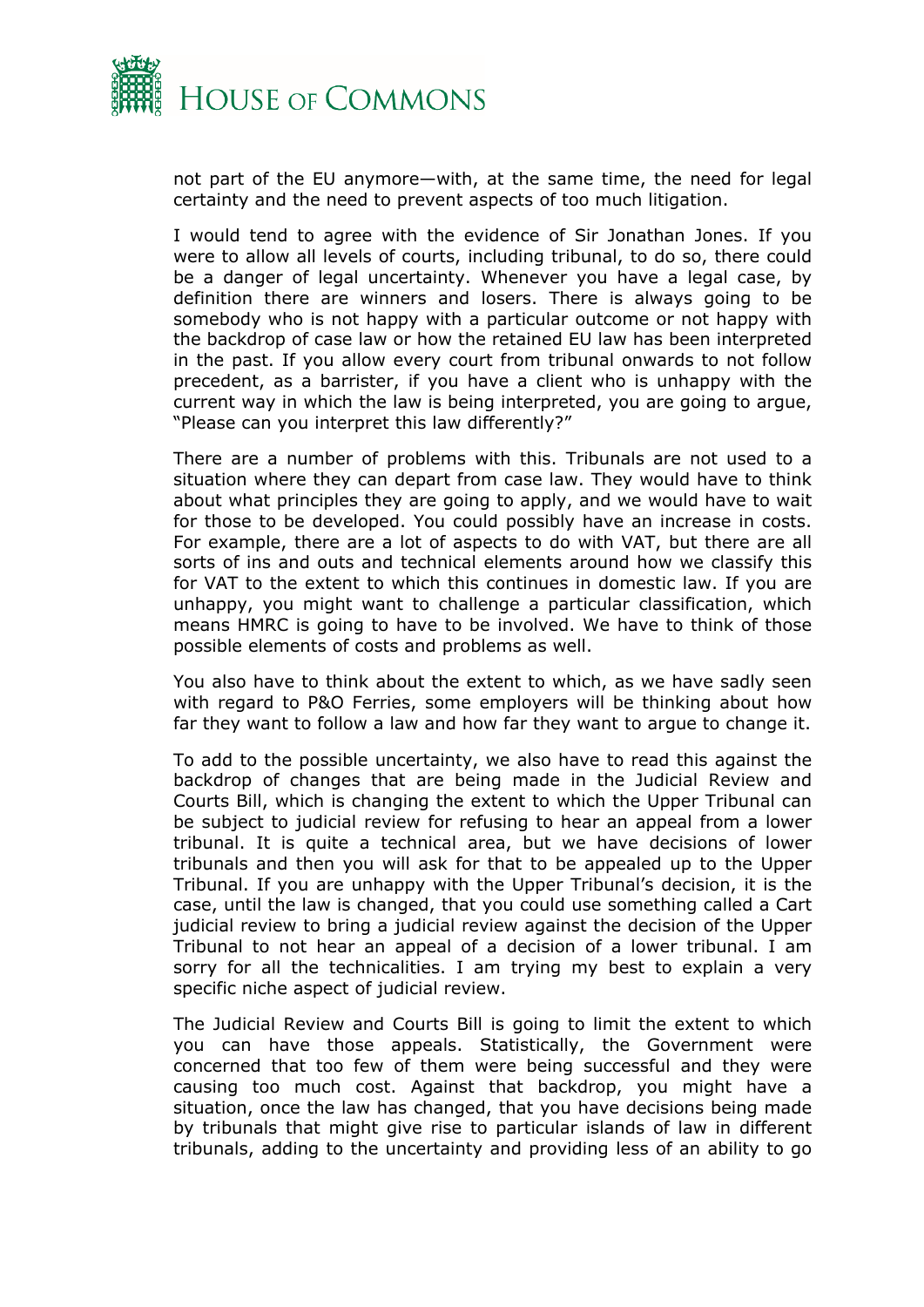not part of the EU anymore—with, at the same time, the need for legal certainty and the need to prevent aspects of too much litigation.

I would tend to agree with the evidence of Sir Jonathan Jones. If you were to allow all levels of courts, including tribunal, to do so, there could be a danger of legal uncertainty. Whenever you have a legal case, by definition there are winners and losers. There is always going to be somebody who is not happy with a particular outcome or not happy with the backdrop of case law or how the retained EU law has been interpreted in the past. If you allow every court from tribunal onwards to not follow precedent, as a barrister, if you have a client who is unhappy with the current way in which the law is being interpreted, you are going to argue, "Please can you interpret this law differently?"

There are a number of problems with this. Tribunals are not used to a situation where they can depart from case law. They would have to think about what principles they are going to apply, and we would have to wait for those to be developed. You could possibly have an increase in costs. For example, there are a lot of aspects to do with VAT, but there are all sorts of ins and outs and technical elements around how we classify this for VAT to the extent to which this continues in domestic law. If you are unhappy, you might want to challenge a particular classification, which means HMRC is going to have to be involved. We have to think of those possible elements of costs and problems as well.

You also have to think about the extent to which, as we have sadly seen with regard to P&O Ferries, some employers will be thinking about how far they want to follow a law and how far they want to argue to change it.

To add to the possible uncertainty, we also have to read this against the backdrop of changes that are being made in the Judicial Review and Courts Bill, which is changing the extent to which the Upper Tribunal can be subject to judicial review for refusing to hear an appeal from a lower tribunal. It is quite a technical area, but we have decisions of lower tribunals and then you will ask for that to be appealed up to the Upper Tribunal. If you are unhappy with the Upper Tribunal's decision, it is the case, until the law is changed, that you could use something called a Cart judicial review to bring a judicial review against the decision of the Upper Tribunal to not hear an appeal of a decision of a lower tribunal. I am sorry for all the technicalities. I am trying my best to explain a very specific niche aspect of judicial review.

The Judicial Review and Courts Bill is going to limit the extent to which you can have those appeals. Statistically, the Government were concerned that too few of them were being successful and they were causing too much cost. Against that backdrop, you might have a situation, once the law has changed, that you have decisions being made by tribunals that might give rise to particular islands of law in different tribunals, adding to the uncertainty and providing less of an ability to go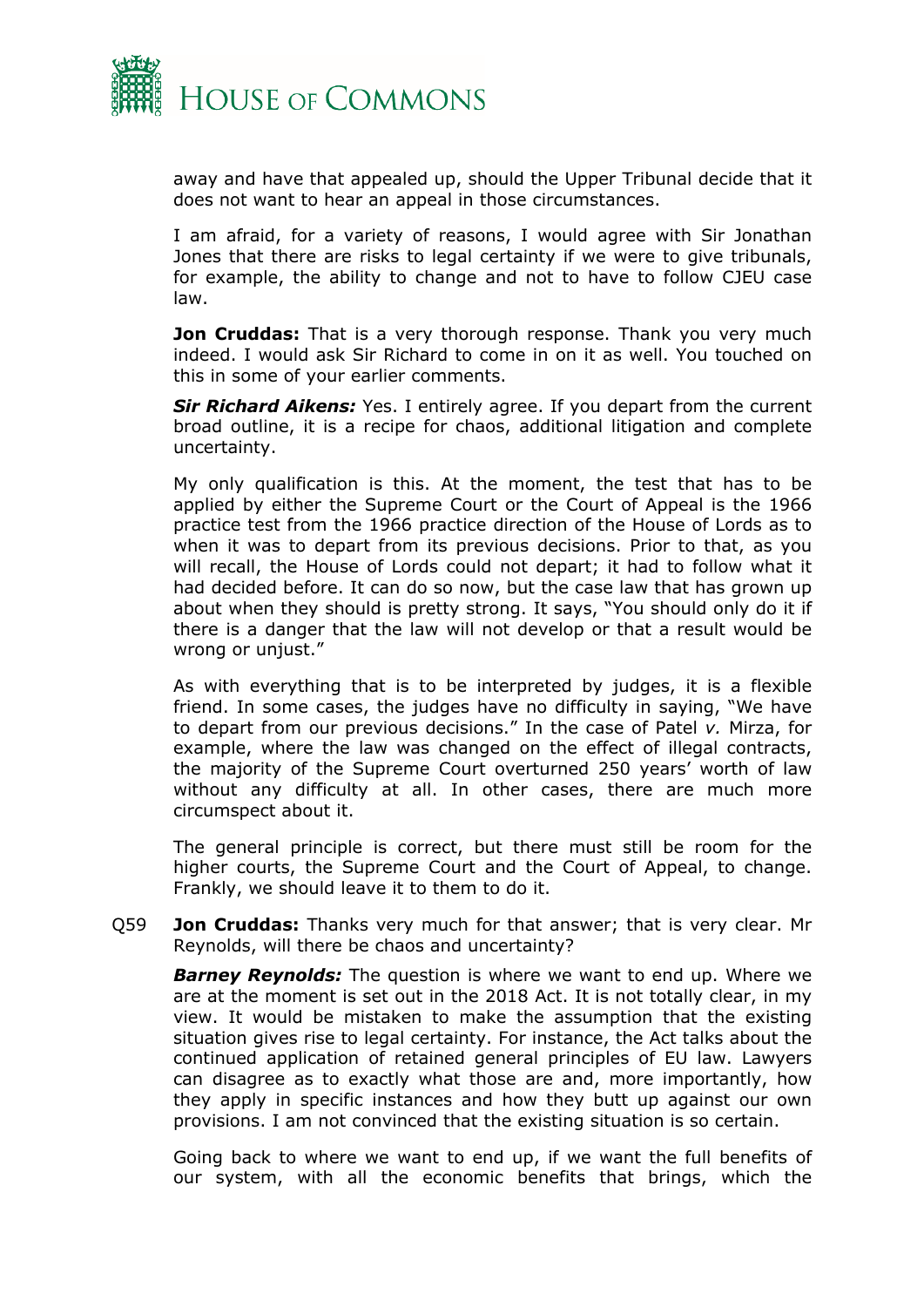away and have that appealed up, should the Upper Tribunal decide that it does not want to hear an appeal in those circumstances.

I am afraid, for a variety of reasons, I would agree with Sir Jonathan Jones that there are risks to legal certainty if we were to give tribunals, for example, the ability to change and not to have to follow CJEU case law.

**Jon Cruddas:** That is a very thorough response. Thank you very much indeed. I would ask Sir Richard to come in on it as well. You touched on this in some of your earlier comments.

***Sir Richard Aikens:*** Yes. I entirely agree. If you depart from the current broad outline, it is a recipe for chaos, additional litigation and complete uncertainty.

My only qualification is this. At the moment, the test that has to be applied by either the Supreme Court or the Court of Appeal is the 1966 practice test from the 1966 practice direction of the House of Lords as to when it was to depart from its previous decisions. Prior to that, as you will recall, the House of Lords could not depart; it had to follow what it had decided before. It can do so now, but the case law that has grown up about when they should is pretty strong. It says, "You should only do it if there is a danger that the law will not develop or that a result would be wrong or unjust."

As with everything that is to be interpreted by judges, it is a flexible friend. In some cases, the judges have no difficulty in saying, "We have to depart from our previous decisions." In the case of Patel *v.* Mirza, for example, where the law was changed on the effect of illegal contracts, the majority of the Supreme Court overturned 250 years' worth of law without any difficulty at all. In other cases, there are much more circumspect about it.

The general principle is correct, but there must still be room for the higher courts, the Supreme Court and the Court of Appeal, to change. Frankly, we should leave it to them to do it.

Q59 **Jon Cruddas:** Thanks very much for that answer; that is very clear. Mr Reynolds, will there be chaos and uncertainty?

***Barney Reynolds:*** The question is where we want to end up. Where we are at the moment is set out in the 2018 Act. It is not totally clear, in my view. It would be mistaken to make the assumption that the existing situation gives rise to legal certainty. For instance, the Act talks about the continued application of retained general principles of EU law. Lawyers can disagree as to exactly what those are and, more importantly, how they apply in specific instances and how they butt up against our own provisions. I am not convinced that the existing situation is so certain.

Going back to where we want to end up, if we want the full benefits of our system, with all the economic benefits that brings, which the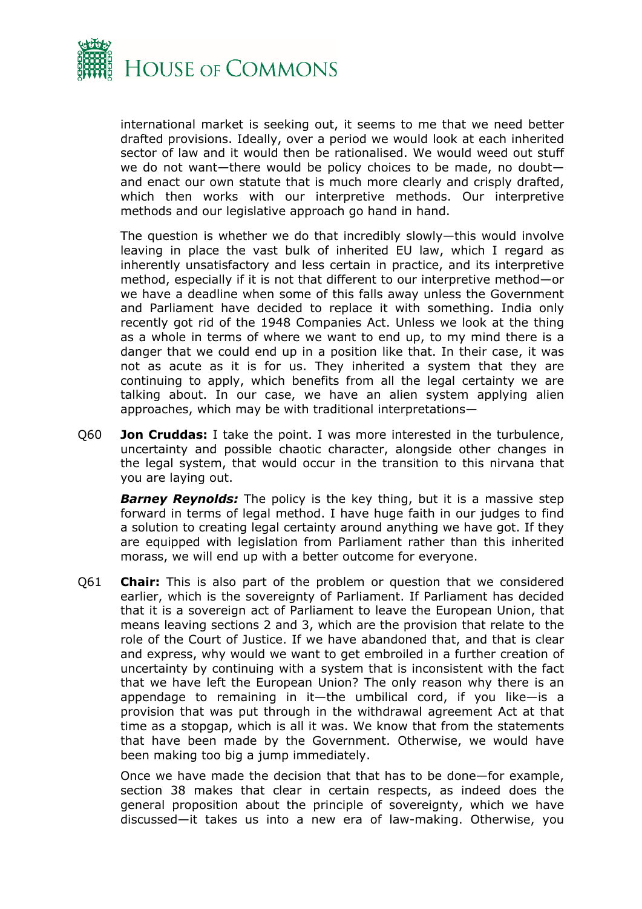international market is seeking out, it seems to me that we need better drafted provisions. Ideally, over a period we would look at each inherited sector of law and it would then be rationalised. We would weed out stuff we do not want—there would be policy choices to be made, no doubt—and enact our own statute that is much more clearly and crisply drafted, which then works with our interpretive methods. Our interpretive methods and our legislative approach go hand in hand.

The question is whether we do that incredibly slowly—this would involve leaving in place the vast bulk of inherited EU law, which I regard as inherently unsatisfactory and less certain in practice, and its interpretive method, especially if it is not that different to our interpretive method—or we have a deadline when some of this falls away unless the Government and Parliament have decided to replace it with something. India only recently got rid of the 1948 Companies Act. Unless we look at the thing as a whole in terms of where we want to end up, to my mind there is a danger that we could end up in a position like that. In their case, it was not as acute as it is for us. They inherited a system that they are continuing to apply, which benefits from all the legal certainty we are talking about. In our case, we have an alien system applying alien approaches, which may be with traditional interpretations—

Q60 **Jon Cruddas:** I take the point. I was more interested in the turbulence, uncertainty and possible chaotic character, alongside other changes in the legal system, that would occur in the transition to this nirvana that you are laying out.

***Barney Reynolds:*** The policy is the key thing, but it is a massive step forward in terms of legal method. I have huge faith in our judges to find a solution to creating legal certainty around anything we have got. If they are equipped with legislation from Parliament rather than this inherited morass, we will end up with a better outcome for everyone.

Q61 **Chair:** This is also part of the problem or question that we considered earlier, which is the sovereignty of Parliament. If Parliament has decided that it is a sovereign act of Parliament to leave the European Union, that means leaving sections 2 and 3, which are the provision that relate to the role of the Court of Justice. If we have abandoned that, and that is clear and express, why would we want to get embroiled in a further creation of uncertainty by continuing with a system that is inconsistent with the fact that we have left the European Union? The only reason why there is an appendage to remaining in it—the umbilical cord, if you like—is a provision that was put through in the withdrawal agreement Act at that time as a stopgap, which is all it was. We know that from the statements that have been made by the Government. Otherwise, we would have been making too big a jump immediately.

Once we have made the decision that that has to be done—for example, section 38 makes that clear in certain respects, as indeed does the general proposition about the principle of sovereignty, which we have discussed—it takes us into a new era of law-making. Otherwise, you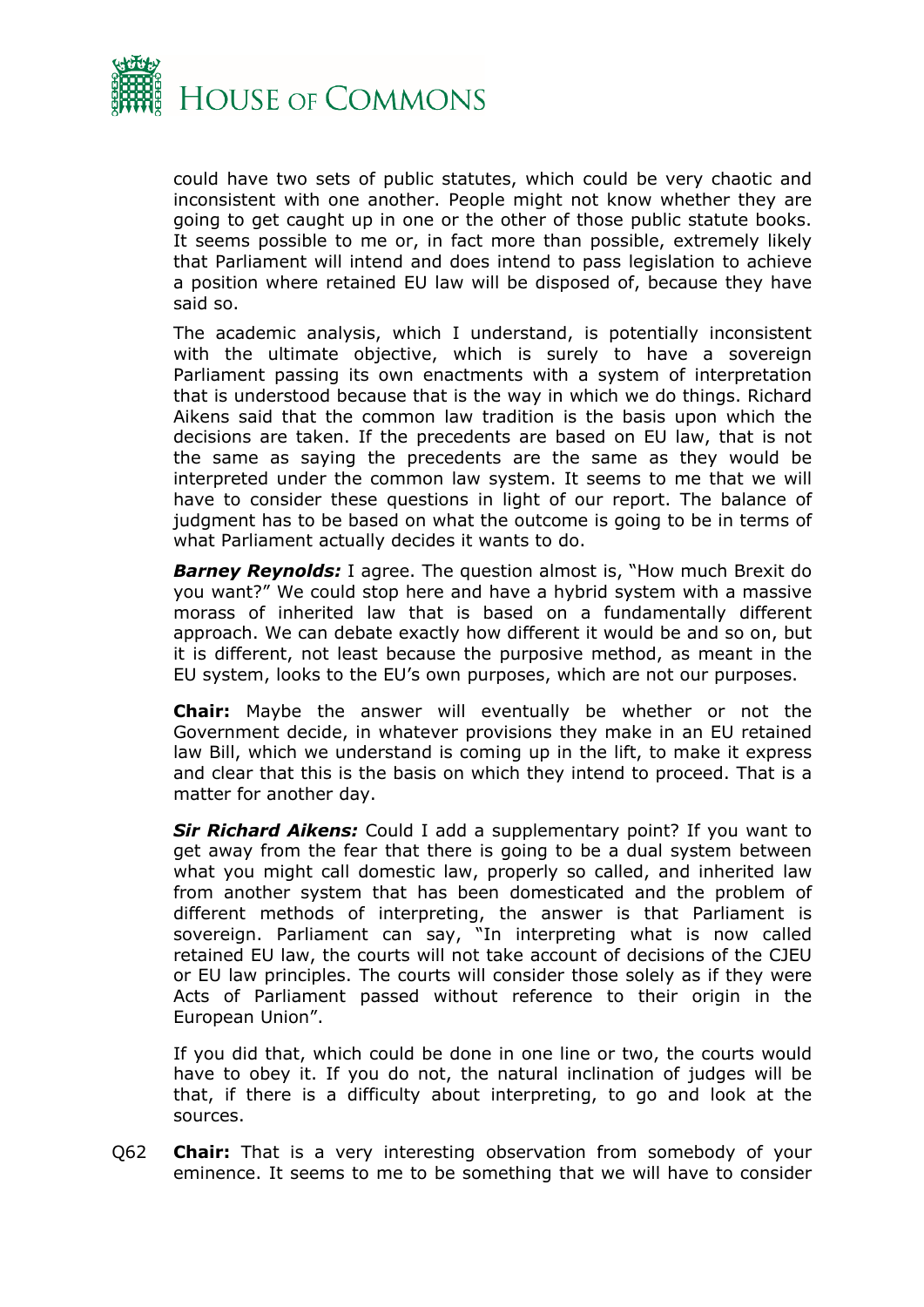could have two sets of public statutes, which could be very chaotic and inconsistent with one another. People might not know whether they are going to get caught up in one or the other of those public statute books. It seems possible to me or, in fact more than possible, extremely likely that Parliament will intend and does intend to pass legislation to achieve a position where retained EU law will be disposed of, because they have said so.

The academic analysis, which I understand, is potentially inconsistent with the ultimate objective, which is surely to have a sovereign Parliament passing its own enactments with a system of interpretation that is understood because that is the way in which we do things. Richard Aikens said that the common law tradition is the basis upon which the decisions are taken. If the precedents are based on EU law, that is not the same as saying the precedents are the same as they would be interpreted under the common law system. It seems to me that we will have to consider these questions in light of our report. The balance of judgment has to be based on what the outcome is going to be in terms of what Parliament actually decides it wants to do.

***Barney Reynolds:*** I agree. The question almost is, "How much Brexit do you want?" We could stop here and have a hybrid system with a massive morass of inherited law that is based on a fundamentally different approach. We can debate exactly how different it would be and so on, but it is different, not least because the purposive method, as meant in the EU system, looks to the EU's own purposes, which are not our purposes.

**Chair:** Maybe the answer will eventually be whether or not the Government decide, in whatever provisions they make in an EU retained law Bill, which we understand is coming up in the lift, to make it express and clear that this is the basis on which they intend to proceed. That is a matter for another day.

***Sir Richard Aikens:*** Could I add a supplementary point? If you want to get away from the fear that there is going to be a dual system between what you might call domestic law, properly so called, and inherited law from another system that has been domesticated and the problem of different methods of interpreting, the answer is that Parliament is sovereign. Parliament can say, "In interpreting what is now called retained EU law, the courts will not take account of decisions of the CJEU or EU law principles. The courts will consider those solely as if they were Acts of Parliament passed without reference to their origin in the European Union".

If you did that, which could be done in one line or two, the courts would have to obey it. If you do not, the natural inclination of judges will be that, if there is a difficulty about interpreting, to go and look at the sources.

Q62 **Chair:** That is a very interesting observation from somebody of your eminence. It seems to me to be something that we will have to consider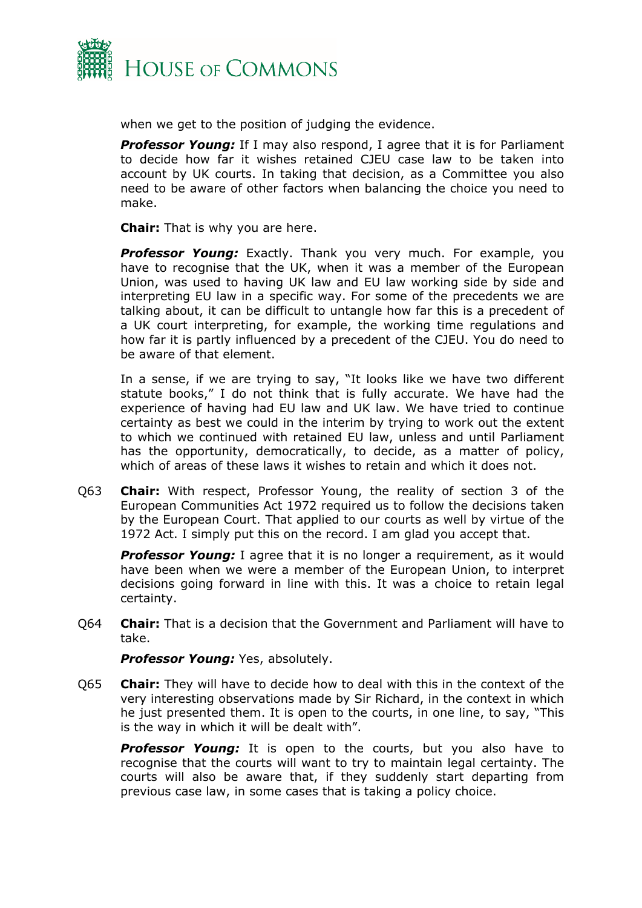when we get to the position of judging the evidence.

***Professor Young:*** If I may also respond, I agree that it is for Parliament to decide how far it wishes retained CJEU case law to be taken into account by UK courts. In taking that decision, as a Committee you also need to be aware of other factors when balancing the choice you need to make.

**Chair:** That is why you are here.

***Professor Young:*** Exactly. Thank you very much. For example, you have to recognise that the UK, when it was a member of the European Union, was used to having UK law and EU law working side by side and interpreting EU law in a specific way. For some of the precedents we are talking about, it can be difficult to untangle how far this is a precedent of a UK court interpreting, for example, the working time regulations and how far it is partly influenced by a precedent of the CJEU. You do need to be aware of that element.

In a sense, if we are trying to say, "It looks like we have two different statute books," I do not think that is fully accurate. We have had the experience of having had EU law and UK law. We have tried to continue certainty as best we could in the interim by trying to work out the extent to which we continued with retained EU law, unless and until Parliament has the opportunity, democratically, to decide, as a matter of policy, which of areas of these laws it wishes to retain and which it does not.

Q63 **Chair:** With respect, Professor Young, the reality of section 3 of the European Communities Act 1972 required us to follow the decisions taken by the European Court. That applied to our courts as well by virtue of the 1972 Act. I simply put this on the record. I am glad you accept that.

***Professor Young:*** I agree that it is no longer a requirement, as it would have been when we were a member of the European Union, to interpret decisions going forward in line with this. It was a choice to retain legal certainty.

Q64 **Chair:** That is a decision that the Government and Parliament will have to take.

***Professor Young:*** Yes, absolutely.

Q65 **Chair:** They will have to decide how to deal with this in the context of the very interesting observations made by Sir Richard, in the context in which he just presented them. It is open to the courts, in one line, to say, "This is the way in which it will be dealt with".

***Professor Young:*** It is open to the courts, but you also have to recognise that the courts will want to try to maintain legal certainty. The courts will also be aware that, if they suddenly start departing from previous case law, in some cases that is taking a policy choice.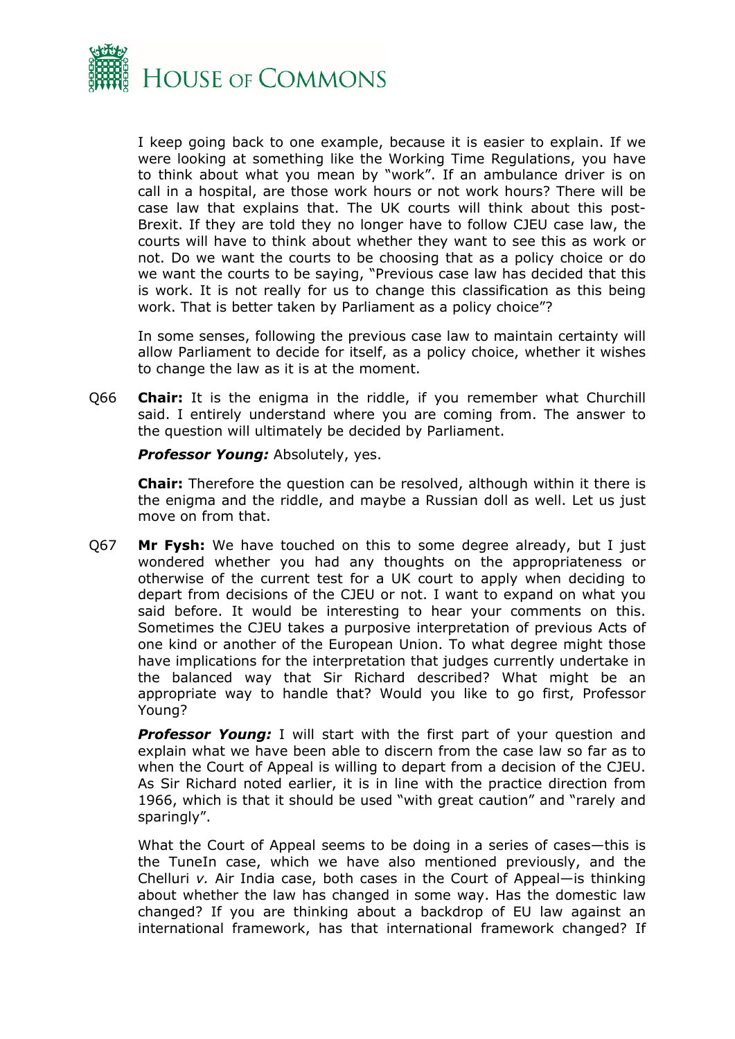I keep going back to one example, because it is easier to explain. If we were looking at something like the Working Time Regulations, you have to think about what you mean by "work". If an ambulance driver is on call in a hospital, are those work hours or not work hours? There will be case law that explains that. The UK courts will think about this post-Brexit. If they are told they no longer have to follow CJEU case law, the courts will have to think about whether they want to see this as work or not. Do we want the courts to be choosing that as a policy choice or do we want the courts to be saying, "Previous case law has decided that this is work. It is not really for us to change this classification as this being work. That is better taken by Parliament as a policy choice"?

In some senses, following the previous case law to maintain certainty will allow Parliament to decide for itself, as a policy choice, whether it wishes to change the law as it is at the moment.

Q66 **Chair:** It is the enigma in the riddle, if you remember what Churchill said. I entirely understand where you are coming from. The answer to the question will ultimately be decided by Parliament.

***Professor Young:*** Absolutely, yes.

**Chair:** Therefore the question can be resolved, although within it there is the enigma and the riddle, and maybe a Russian doll as well. Let us just move on from that.

Q67 **Mr Fysh:** We have touched on this to some degree already, but I just wondered whether you had any thoughts on the appropriateness or otherwise of the current test for a UK court to apply when deciding to depart from decisions of the CJEU or not. I want to expand on what you said before. It would be interesting to hear your comments on this. Sometimes the CJEU takes a purposive interpretation of previous Acts of one kind or another of the European Union. To what degree might those have implications for the interpretation that judges currently undertake in the balanced way that Sir Richard described? What might be an appropriate way to handle that? Would you like to go first, Professor Young?

***Professor Young:*** I will start with the first part of your question and explain what we have been able to discern from the case law so far as to when the Court of Appeal is willing to depart from a decision of the CJEU. As Sir Richard noted earlier, it is in line with the practice direction from 1966, which is that it should be used "with great caution" and "rarely and sparingly".

What the Court of Appeal seems to be doing in a series of cases—this is the TuneIn case, which we have also mentioned previously, and the Chelluri *v.* Air India case, both cases in the Court of Appeal—is thinking about whether the law has changed in some way. Has the domestic law changed? If you are thinking about a backdrop of EU law against an international framework, has that international framework changed? If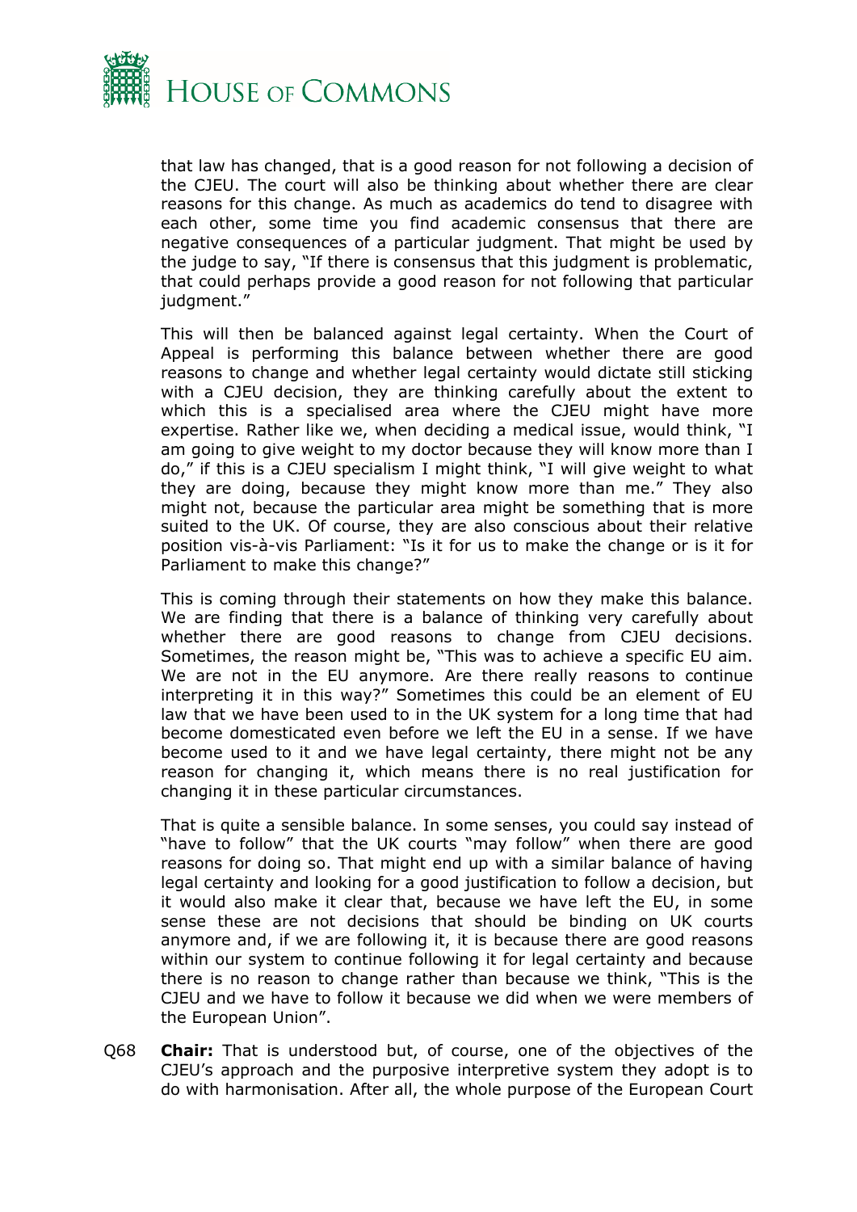that law has changed, that is a good reason for not following a decision of the CJEU. The court will also be thinking about whether there are clear reasons for this change. As much as academics do tend to disagree with each other, some time you find academic consensus that there are negative consequences of a particular judgment. That might be used by the judge to say, "If there is consensus that this judgment is problematic, that could perhaps provide a good reason for not following that particular judgment."

This will then be balanced against legal certainty. When the Court of Appeal is performing this balance between whether there are good reasons to change and whether legal certainty would dictate still sticking with a CJEU decision, they are thinking carefully about the extent to which this is a specialised area where the CJEU might have more expertise. Rather like we, when deciding a medical issue, would think, "I am going to give weight to my doctor because they will know more than I do," if this is a CJEU specialism I might think, "I will give weight to what they are doing, because they might know more than me." They also might not, because the particular area might be something that is more suited to the UK. Of course, they are also conscious about their relative position vis-à-vis Parliament: "Is it for us to make the change or is it for Parliament to make this change?"

This is coming through their statements on how they make this balance. We are finding that there is a balance of thinking very carefully about whether there are good reasons to change from CJEU decisions. Sometimes, the reason might be, "This was to achieve a specific EU aim. We are not in the EU anymore. Are there really reasons to continue interpreting it in this way?" Sometimes this could be an element of EU law that we have been used to in the UK system for a long time that had become domesticated even before we left the EU in a sense. If we have become used to it and we have legal certainty, there might not be any reason for changing it, which means there is no real justification for changing it in these particular circumstances.

That is quite a sensible balance. In some senses, you could say instead of "have to follow" that the UK courts "may follow" when there are good reasons for doing so. That might end up with a similar balance of having legal certainty and looking for a good justification to follow a decision, but it would also make it clear that, because we have left the EU, in some sense these are not decisions that should be binding on UK courts anymore and, if we are following it, it is because there are good reasons within our system to continue following it for legal certainty and because there is no reason to change rather than because we think, "This is the CJEU and we have to follow it because we did when we were members of the European Union".

Q68 **Chair:** That is understood but, of course, one of the objectives of the CJEU's approach and the purposive interpretive system they adopt is to do with harmonisation. After all, the whole purpose of the European Court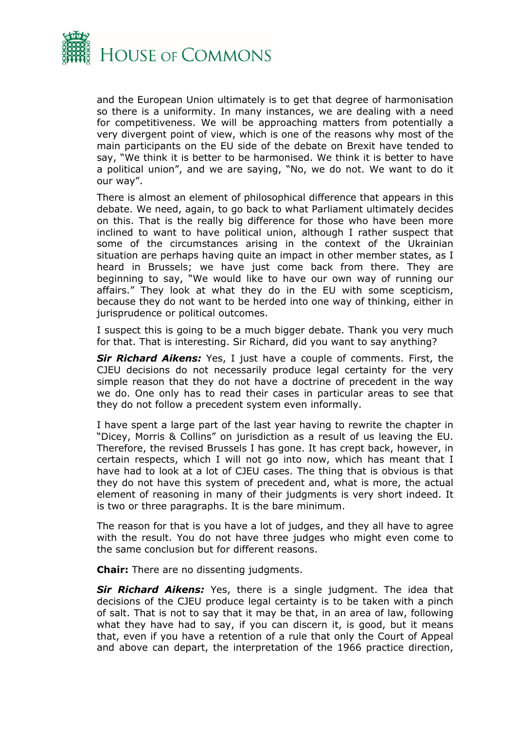and the European Union ultimately is to get that degree of harmonisation so there is a uniformity. In many instances, we are dealing with a need for competitiveness. We will be approaching matters from potentially a very divergent point of view, which is one of the reasons why most of the main participants on the EU side of the debate on Brexit have tended to say, "We think it is better to be harmonised. We think it is better to have a political union", and we are saying, "No, we do not. We want to do it our way".

There is almost an element of philosophical difference that appears in this debate. We need, again, to go back to what Parliament ultimately decides on this. That is the really big difference for those who have been more inclined to want to have political union, although I rather suspect that some of the circumstances arising in the context of the Ukrainian situation are perhaps having quite an impact in other member states, as I heard in Brussels; we have just come back from there. They are beginning to say, "We would like to have our own way of running our affairs." They look at what they do in the EU with some scepticism, because they do not want to be herded into one way of thinking, either in jurisprudence or political outcomes.

I suspect this is going to be a much bigger debate. Thank you very much for that. That is interesting. Sir Richard, did you want to say anything?

***Sir Richard Aikens:*** Yes, I just have a couple of comments. First, the CJEU decisions do not necessarily produce legal certainty for the very simple reason that they do not have a doctrine of precedent in the way we do. One only has to read their cases in particular areas to see that they do not follow a precedent system even informally.

I have spent a large part of the last year having to rewrite the chapter in "Dicey, Morris & Collins" on jurisdiction as a result of us leaving the EU. Therefore, the revised Brussels I has gone. It has crept back, however, in certain respects, which I will not go into now, which has meant that I have had to look at a lot of CJEU cases. The thing that is obvious is that they do not have this system of precedent and, what is more, the actual element of reasoning in many of their judgments is very short indeed. It is two or three paragraphs. It is the bare minimum.

The reason for that is you have a lot of judges, and they all have to agree with the result. You do not have three judges who might even come to the same conclusion but for different reasons.

**Chair:** There are no dissenting judgments.

***Sir Richard Aikens:*** Yes, there is a single judgment. The idea that decisions of the CJEU produce legal certainty is to be taken with a pinch of salt. That is not to say that it may be that, in an area of law, following what they have had to say, if you can discern it, is good, but it means that, even if you have a retention of a rule that only the Court of Appeal and above can depart, the interpretation of the 1966 practice direction,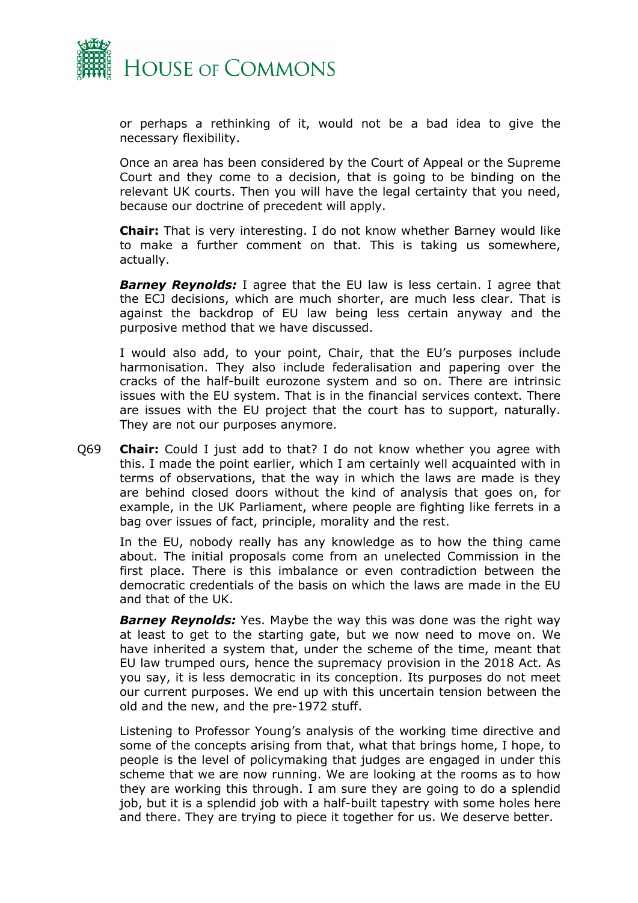or perhaps a rethinking of it, would not be a bad idea to give the necessary flexibility.

Once an area has been considered by the Court of Appeal or the Supreme Court and they come to a decision, that is going to be binding on the relevant UK courts. Then you will have the legal certainty that you need, because our doctrine of precedent will apply.

**Chair:** That is very interesting. I do not know whether Barney would like to make a further comment on that. This is taking us somewhere, actually.

***Barney Reynolds:*** I agree that the EU law is less certain. I agree that the ECJ decisions, which are much shorter, are much less clear. That is against the backdrop of EU law being less certain anyway and the purposive method that we have discussed.

I would also add, to your point, Chair, that the EU's purposes include harmonisation. They also include federalisation and papering over the cracks of the half-built eurozone system and so on. There are intrinsic issues with the EU system. That is in the financial services context. There are issues with the EU project that the court has to support, naturally. They are not our purposes anymore.

Q69 **Chair:** Could I just add to that? I do not know whether you agree with this. I made the point earlier, which I am certainly well acquainted with in terms of observations, that the way in which the laws are made is they are behind closed doors without the kind of analysis that goes on, for example, in the UK Parliament, where people are fighting like ferrets in a bag over issues of fact, principle, morality and the rest.

In the EU, nobody really has any knowledge as to how the thing came about. The initial proposals come from an unelected Commission in the first place. There is this imbalance or even contradiction between the democratic credentials of the basis on which the laws are made in the EU and that of the UK.

***Barney Reynolds:*** Yes. Maybe the way this was done was the right way at least to get to the starting gate, but we now need to move on. We have inherited a system that, under the scheme of the time, meant that EU law trumped ours, hence the supremacy provision in the 2018 Act. As you say, it is less democratic in its conception. Its purposes do not meet our current purposes. We end up with this uncertain tension between the old and the new, and the pre-1972 stuff.

Listening to Professor Young's analysis of the working time directive and some of the concepts arising from that, what that brings home, I hope, to people is the level of policymaking that judges are engaged in under this scheme that we are now running. We are looking at the rooms as to how they are working this through. I am sure they are going to do a splendid job, but it is a splendid job with a half-built tapestry with some holes here and there. They are trying to piece it together for us. We deserve better.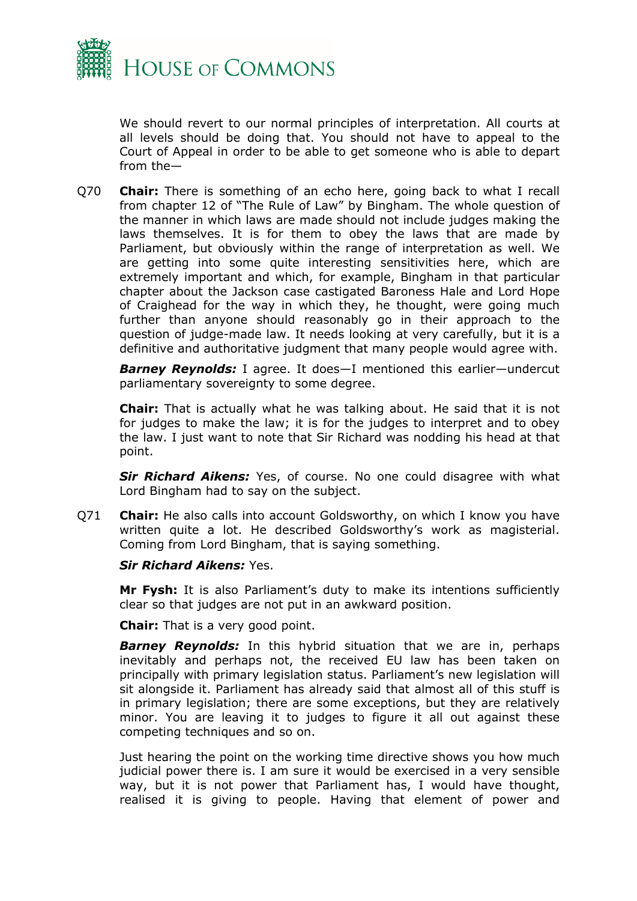We should revert to our normal principles of interpretation. All courts at all levels should be doing that. You should not have to appeal to the Court of Appeal in order to be able to get someone who is able to depart from the—

Q70 **Chair:** There is something of an echo here, going back to what I recall from chapter 12 of "The Rule of Law" by Bingham. The whole question of the manner in which laws are made should not include judges making the laws themselves. It is for them to obey the laws that are made by Parliament, but obviously within the range of interpretation as well. We are getting into some quite interesting sensitivities here, which are extremely important and which, for example, Bingham in that particular chapter about the Jackson case castigated Baroness Hale and Lord Hope of Craighead for the way in which they, he thought, were going much further than anyone should reasonably go in their approach to the question of judge-made law. It needs looking at very carefully, but it is a definitive and authoritative judgment that many people would agree with.

***Barney Reynolds:*** I agree. It does—I mentioned this earlier—undercut parliamentary sovereignty to some degree.

**Chair:** That is actually what he was talking about. He said that it is not for judges to make the law; it is for the judges to interpret and to obey the law. I just want to note that Sir Richard was nodding his head at that point.

***Sir Richard Aikens:*** Yes, of course. No one could disagree with what Lord Bingham had to say on the subject.

Q71 **Chair:** He also calls into account Goldsworthy, on which I know you have written quite a lot. He described Goldsworthy's work as magisterial. Coming from Lord Bingham, that is saying something.

***Sir Richard Aikens:*** Yes.

**Mr Fysh:** It is also Parliament's duty to make its intentions sufficiently clear so that judges are not put in an awkward position.

**Chair:** That is a very good point.

***Barney Reynolds:*** In this hybrid situation that we are in, perhaps inevitably and perhaps not, the received EU law has been taken on principally with primary legislation status. Parliament's new legislation will sit alongside it. Parliament has already said that almost all of this stuff is in primary legislation; there are some exceptions, but they are relatively minor. You are leaving it to judges to figure it all out against these competing techniques and so on.

Just hearing the point on the working time directive shows you how much judicial power there is. I am sure it would be exercised in a very sensible way, but it is not power that Parliament has, I would have thought, realised it is giving to people. Having that element of power and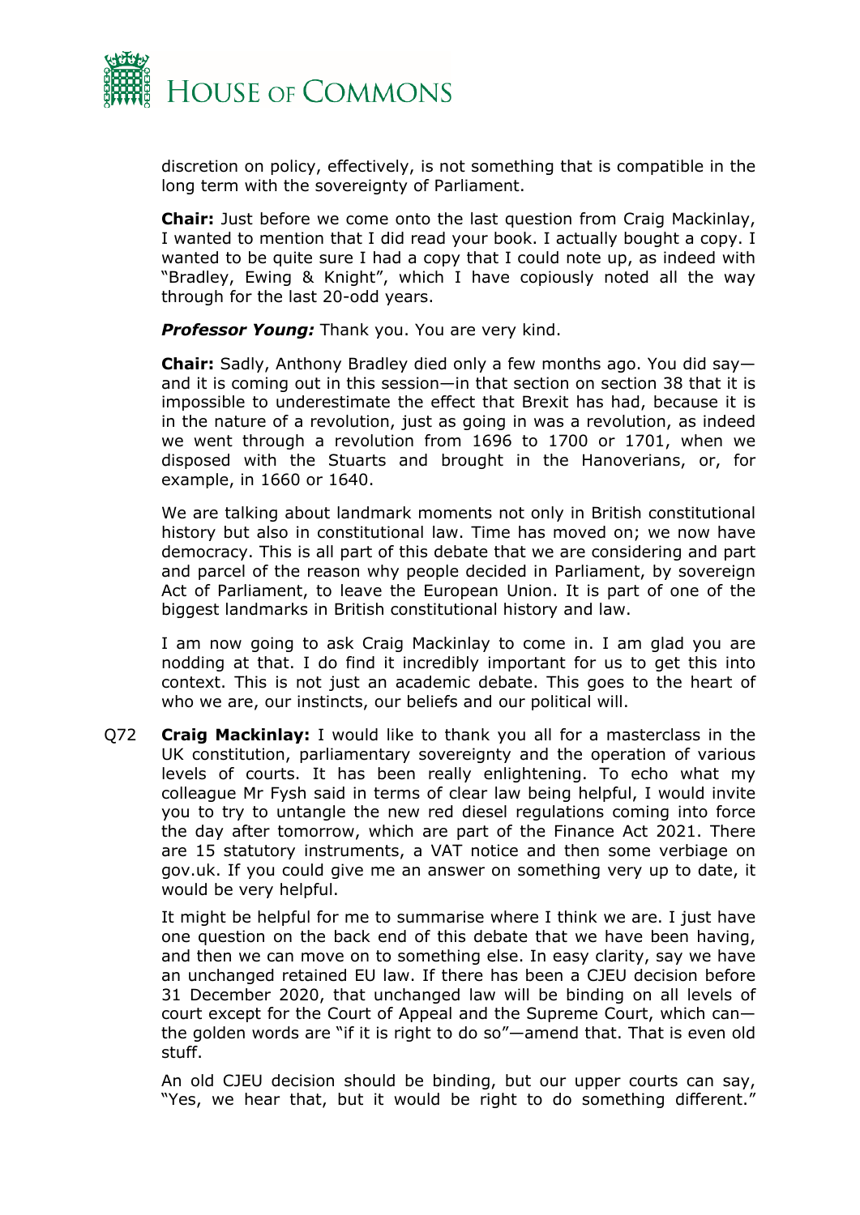discretion on policy, effectively, is not something that is compatible in the long term with the sovereignty of Parliament.

**Chair:** Just before we come onto the last question from Craig Mackinlay, I wanted to mention that I did read your book. I actually bought a copy. I wanted to be quite sure I had a copy that I could note up, as indeed with "Bradley, Ewing & Knight", which I have copiously noted all the way through for the last 20-odd years.

***Professor Young:*** Thank you. You are very kind.

**Chair:** Sadly, Anthony Bradley died only a few months ago. You did say—and it is coming out in this session—in that section on section 38 that it is impossible to underestimate the effect that Brexit has had, because it is in the nature of a revolution, just as going in was a revolution, as indeed we went through a revolution from 1696 to 1700 or 1701, when we disposed with the Stuarts and brought in the Hanoverians, or, for example, in 1660 or 1640.

We are talking about landmark moments not only in British constitutional history but also in constitutional law. Time has moved on; we now have democracy. This is all part of this debate that we are considering and part and parcel of the reason why people decided in Parliament, by sovereign Act of Parliament, to leave the European Union. It is part of one of the biggest landmarks in British constitutional history and law.

I am now going to ask Craig Mackinlay to come in. I am glad you are nodding at that. I do find it incredibly important for us to get this into context. This is not just an academic debate. This goes to the heart of who we are, our instincts, our beliefs and our political will.

Q72 **Craig Mackinlay:** I would like to thank you all for a masterclass in the UK constitution, parliamentary sovereignty and the operation of various levels of courts. It has been really enlightening. To echo what my colleague Mr Fysh said in terms of clear law being helpful, I would invite you to try to untangle the new red diesel regulations coming into force the day after tomorrow, which are part of the Finance Act 2021. There are 15 statutory instruments, a VAT notice and then some verbiage on gov.uk. If you could give me an answer on something very up to date, it would be very helpful.

It might be helpful for me to summarise where I think we are. I just have one question on the back end of this debate that we have been having, and then we can move on to something else. In easy clarity, say we have an unchanged retained EU law. If there has been a CJEU decision before 31 December 2020, that unchanged law will be binding on all levels of court except for the Court of Appeal and the Supreme Court, which can—the golden words are "if it is right to do so"—amend that. That is even old stuff.

An old CJEU decision should be binding, but our upper courts can say, "Yes, we hear that, but it would be right to do something different."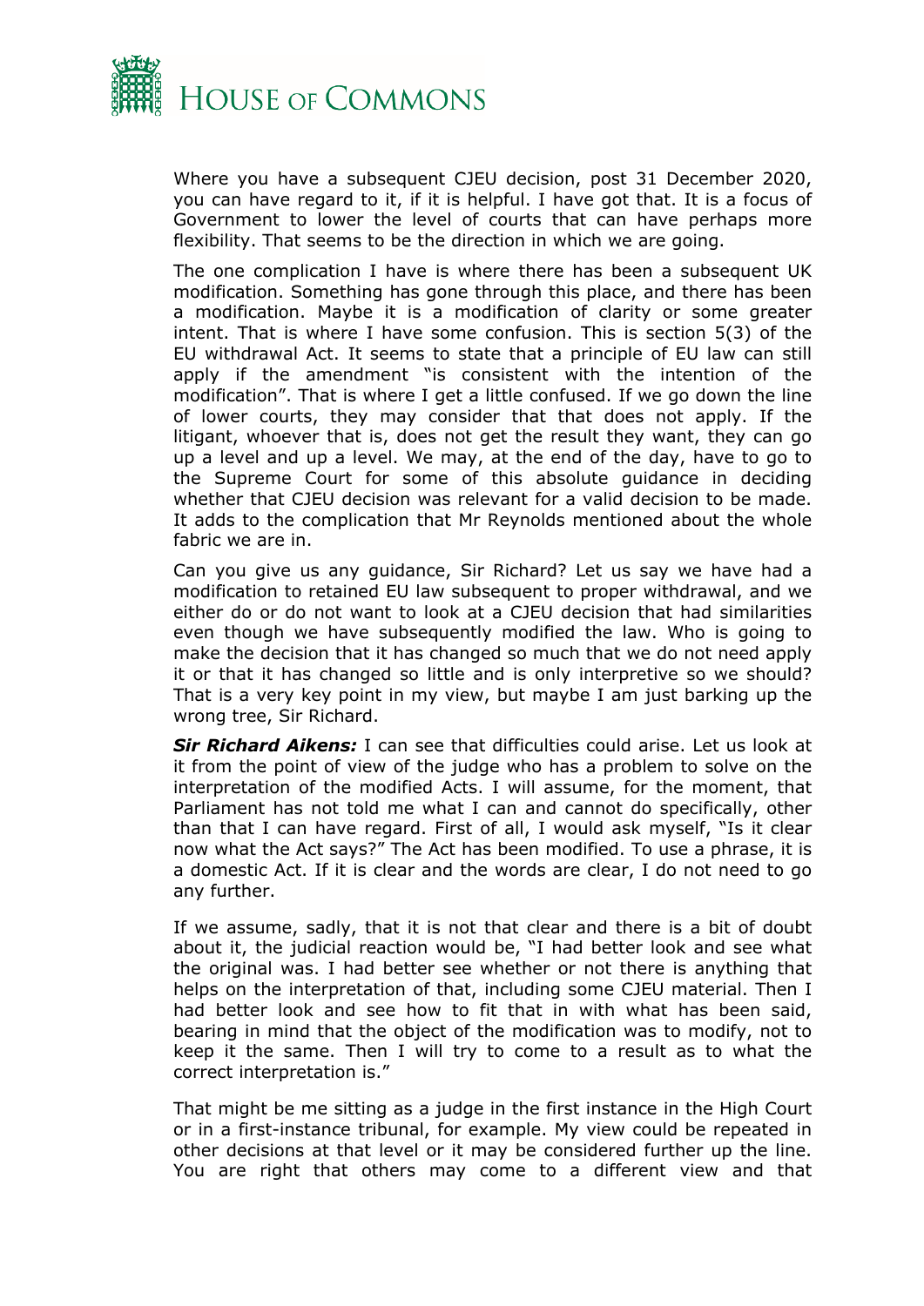Where you have a subsequent CJEU decision, post 31 December 2020, you can have regard to it, if it is helpful. I have got that. It is a focus of Government to lower the level of courts that can have perhaps more flexibility. That seems to be the direction in which we are going.

The one complication I have is where there has been a subsequent UK modification. Something has gone through this place, and there has been a modification. Maybe it is a modification of clarity or some greater intent. That is where I have some confusion. This is section 5(3) of the EU withdrawal Act. It seems to state that a principle of EU law can still apply if the amendment "is consistent with the intention of the modification". That is where I get a little confused. If we go down the line of lower courts, they may consider that that does not apply. If the litigant, whoever that is, does not get the result they want, they can go up a level and up a level. We may, at the end of the day, have to go to the Supreme Court for some of this absolute guidance in deciding whether that CJEU decision was relevant for a valid decision to be made. It adds to the complication that Mr Reynolds mentioned about the whole fabric we are in.

Can you give us any guidance, Sir Richard? Let us say we have had a modification to retained EU law subsequent to proper withdrawal, and we either do or do not want to look at a CJEU decision that had similarities even though we have subsequently modified the law. Who is going to make the decision that it has changed so much that we do not need apply it or that it has changed so little and is only interpretive so we should? That is a very key point in my view, but maybe I am just barking up the wrong tree, Sir Richard.

***Sir Richard Aikens:*** I can see that difficulties could arise. Let us look at it from the point of view of the judge who has a problem to solve on the interpretation of the modified Acts. I will assume, for the moment, that Parliament has not told me what I can and cannot do specifically, other than that I can have regard. First of all, I would ask myself, "Is it clear now what the Act says?" The Act has been modified. To use a phrase, it is a domestic Act. If it is clear and the words are clear, I do not need to go any further.

If we assume, sadly, that it is not that clear and there is a bit of doubt about it, the judicial reaction would be, "I had better look and see what the original was. I had better see whether or not there is anything that helps on the interpretation of that, including some CJEU material. Then I had better look and see how to fit that in with what has been said, bearing in mind that the object of the modification was to modify, not to keep it the same. Then I will try to come to a result as to what the correct interpretation is."

That might be me sitting as a judge in the first instance in the High Court or in a first-instance tribunal, for example. My view could be repeated in other decisions at that level or it may be considered further up the line. You are right that others may come to a different view and that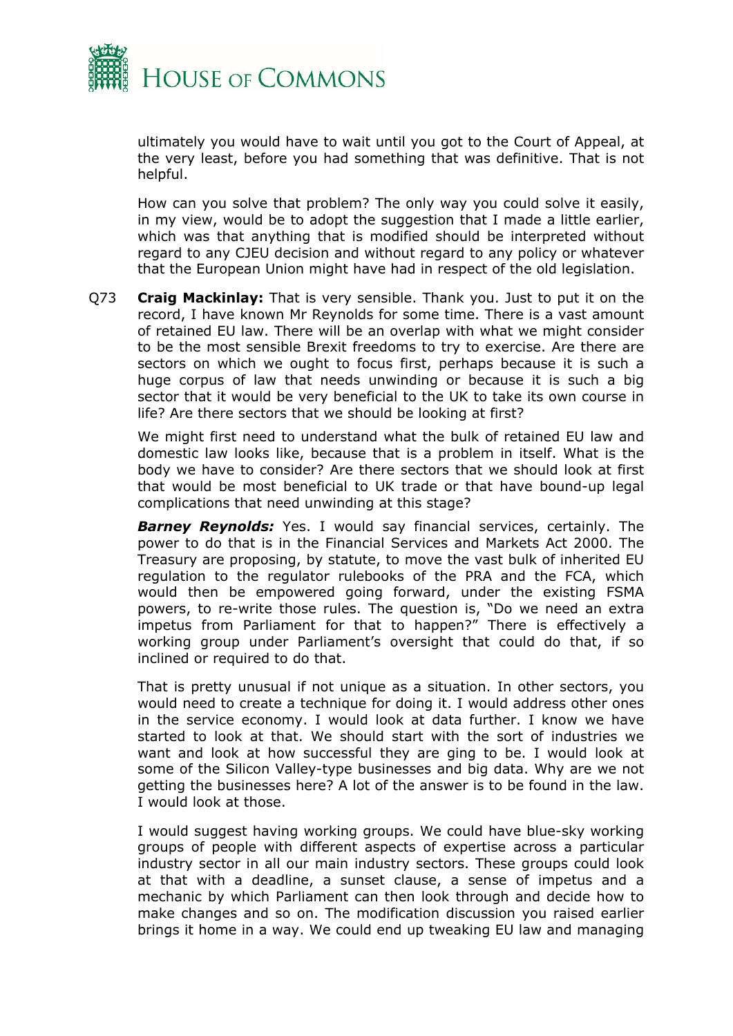ultimately you would have to wait until you got to the Court of Appeal, at the very least, before you had something that was definitive. That is not helpful.

How can you solve that problem? The only way you could solve it easily, in my view, would be to adopt the suggestion that I made a little earlier, which was that anything that is modified should be interpreted without regard to any CJEU decision and without regard to any policy or whatever that the European Union might have had in respect of the old legislation.

Q73 **Craig Mackinlay:** That is very sensible. Thank you. Just to put it on the record, I have known Mr Reynolds for some time. There is a vast amount of retained EU law. There will be an overlap with what we might consider to be the most sensible Brexit freedoms to try to exercise. Are there are sectors on which we ought to focus first, perhaps because it is such a huge corpus of law that needs unwinding or because it is such a big sector that it would be very beneficial to the UK to take its own course in life? Are there sectors that we should be looking at first?

We might first need to understand what the bulk of retained EU law and domestic law looks like, because that is a problem in itself. What is the body we have to consider? Are there sectors that we should look at first that would be most beneficial to UK trade or that have bound-up legal complications that need unwinding at this stage?

***Barney Reynolds:*** Yes. I would say financial services, certainly. The power to do that is in the Financial Services and Markets Act 2000. The Treasury are proposing, by statute, to move the vast bulk of inherited EU regulation to the regulator rulebooks of the PRA and the FCA, which would then be empowered going forward, under the existing FSMA powers, to re-write those rules. The question is, "Do we need an extra impetus from Parliament for that to happen?" There is effectively a working group under Parliament's oversight that could do that, if so inclined or required to do that.

That is pretty unusual if not unique as a situation. In other sectors, you would need to create a technique for doing it. I would address other ones in the service economy. I would look at data further. I know we have started to look at that. We should start with the sort of industries we want and look at how successful they are ging to be. I would look at some of the Silicon Valley-type businesses and big data. Why are we not getting the businesses here? A lot of the answer is to be found in the law. I would look at those.

I would suggest having working groups. We could have blue-sky working groups of people with different aspects of expertise across a particular industry sector in all our main industry sectors. These groups could look at that with a deadline, a sunset clause, a sense of impetus and a mechanic by which Parliament can then look through and decide how to make changes and so on. The modification discussion you raised earlier brings it home in a way. We could end up tweaking EU law and managing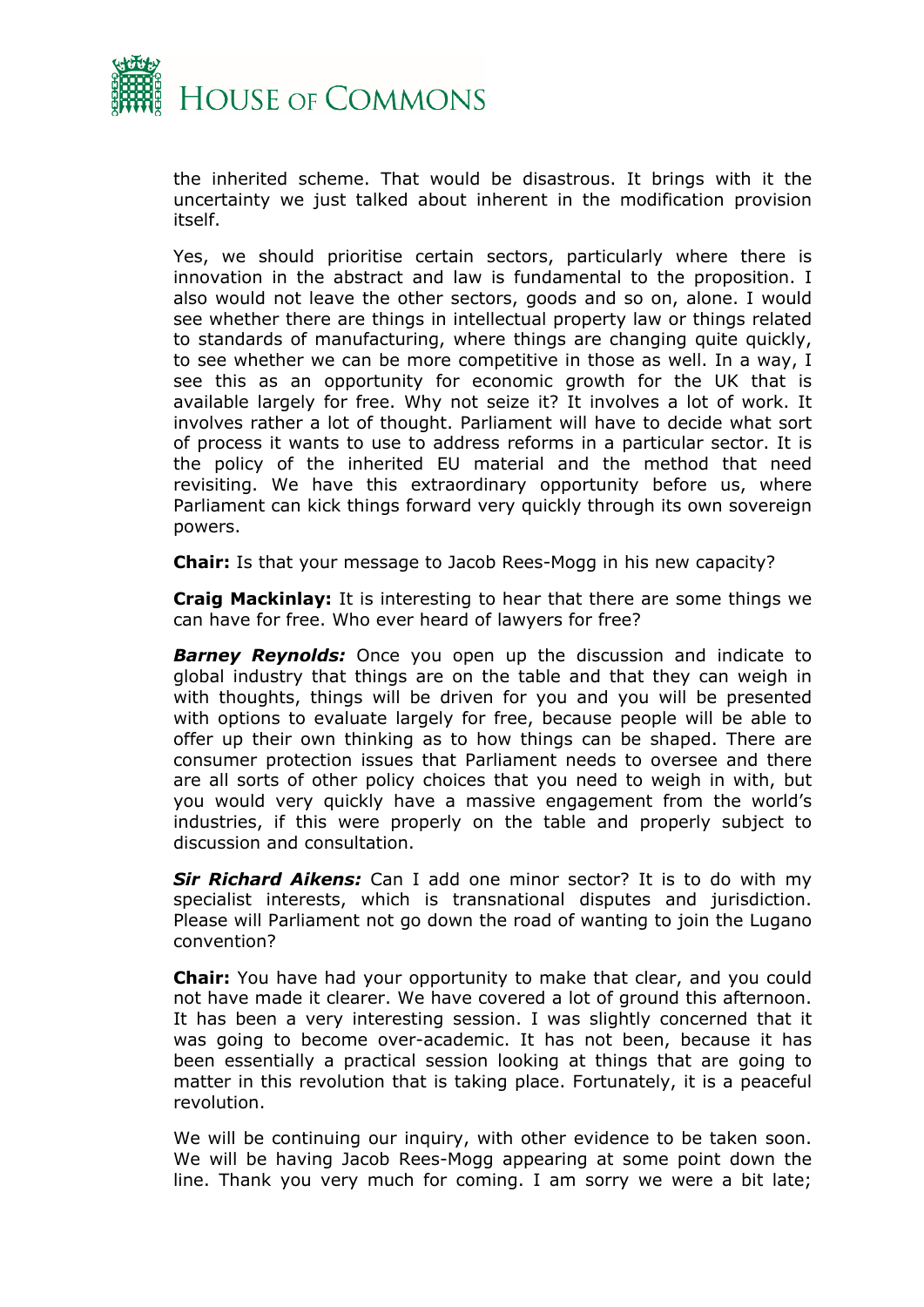the inherited scheme. That would be disastrous. It brings with it the uncertainty we just talked about inherent in the modification provision itself.

Yes, we should prioritise certain sectors, particularly where there is innovation in the abstract and law is fundamental to the proposition. I also would not leave the other sectors, goods and so on, alone. I would see whether there are things in intellectual property law or things related to standards of manufacturing, where things are changing quite quickly, to see whether we can be more competitive in those as well. In a way, I see this as an opportunity for economic growth for the UK that is available largely for free. Why not seize it? It involves a lot of work. It involves rather a lot of thought. Parliament will have to decide what sort of process it wants to use to address reforms in a particular sector. It is the policy of the inherited EU material and the method that need revisiting. We have this extraordinary opportunity before us, where Parliament can kick things forward very quickly through its own sovereign powers.

**Chair:** Is that your message to Jacob Rees-Mogg in his new capacity?

**Craig Mackinlay:** It is interesting to hear that there are some things we can have for free. Who ever heard of lawyers for free?

***Barney Reynolds:*** Once you open up the discussion and indicate to global industry that things are on the table and that they can weigh in with thoughts, things will be driven for you and you will be presented with options to evaluate largely for free, because people will be able to offer up their own thinking as to how things can be shaped. There are consumer protection issues that Parliament needs to oversee and there are all sorts of other policy choices that you need to weigh in with, but you would very quickly have a massive engagement from the world's industries, if this were properly on the table and properly subject to discussion and consultation.

***Sir Richard Aikens:*** Can I add one minor sector? It is to do with my specialist interests, which is transnational disputes and jurisdiction. Please will Parliament not go down the road of wanting to join the Lugano convention?

**Chair:** You have had your opportunity to make that clear, and you could not have made it clearer. We have covered a lot of ground this afternoon. It has been a very interesting session. I was slightly concerned that it was going to become over-academic. It has not been, because it has been essentially a practical session looking at things that are going to matter in this revolution that is taking place. Fortunately, it is a peaceful revolution.

We will be continuing our inquiry, with other evidence to be taken soon. We will be having Jacob Rees-Mogg appearing at some point down the line. Thank you very much for coming. I am sorry we were a bit late;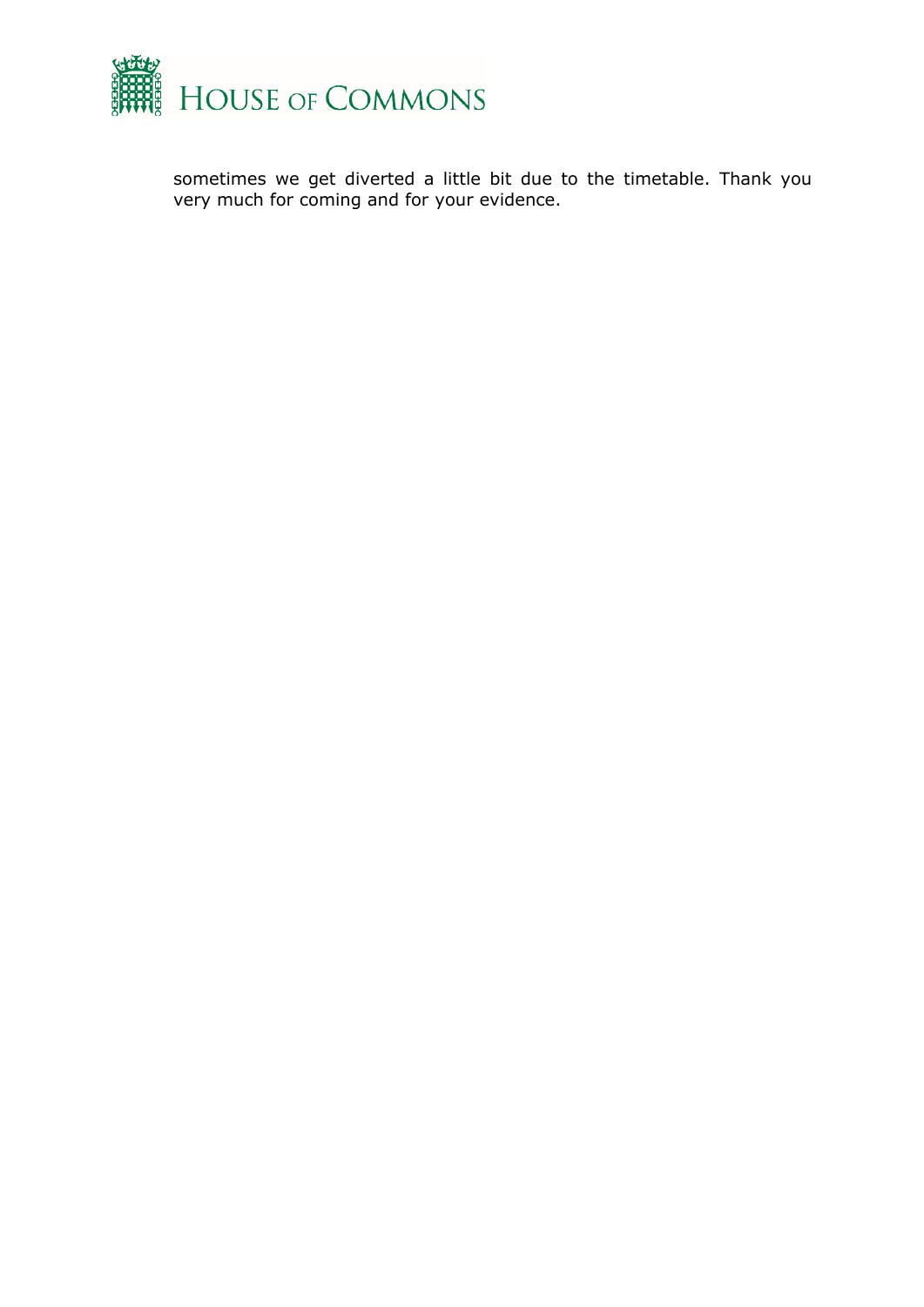sometimes we get diverted a little bit due to the timetable. Thank you very much for coming and for your evidence.